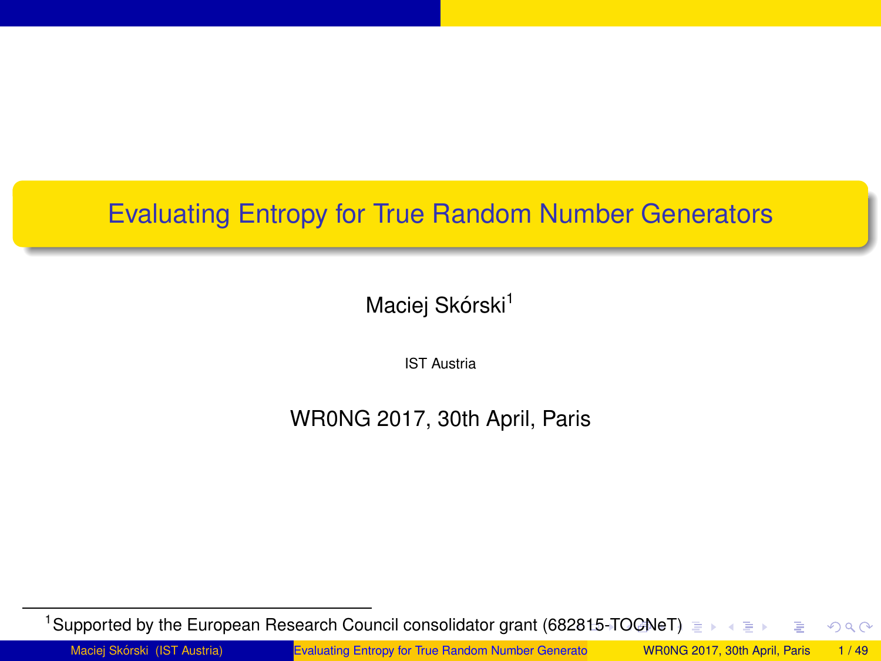# Evaluating Entropy for True Random Number Generators

Maciej Skórski[1]

IST Austria

WR0NG 2017, 30th April, Paris

[1]Supported by the European Research Council consolidator grant (682815-TOCNeT)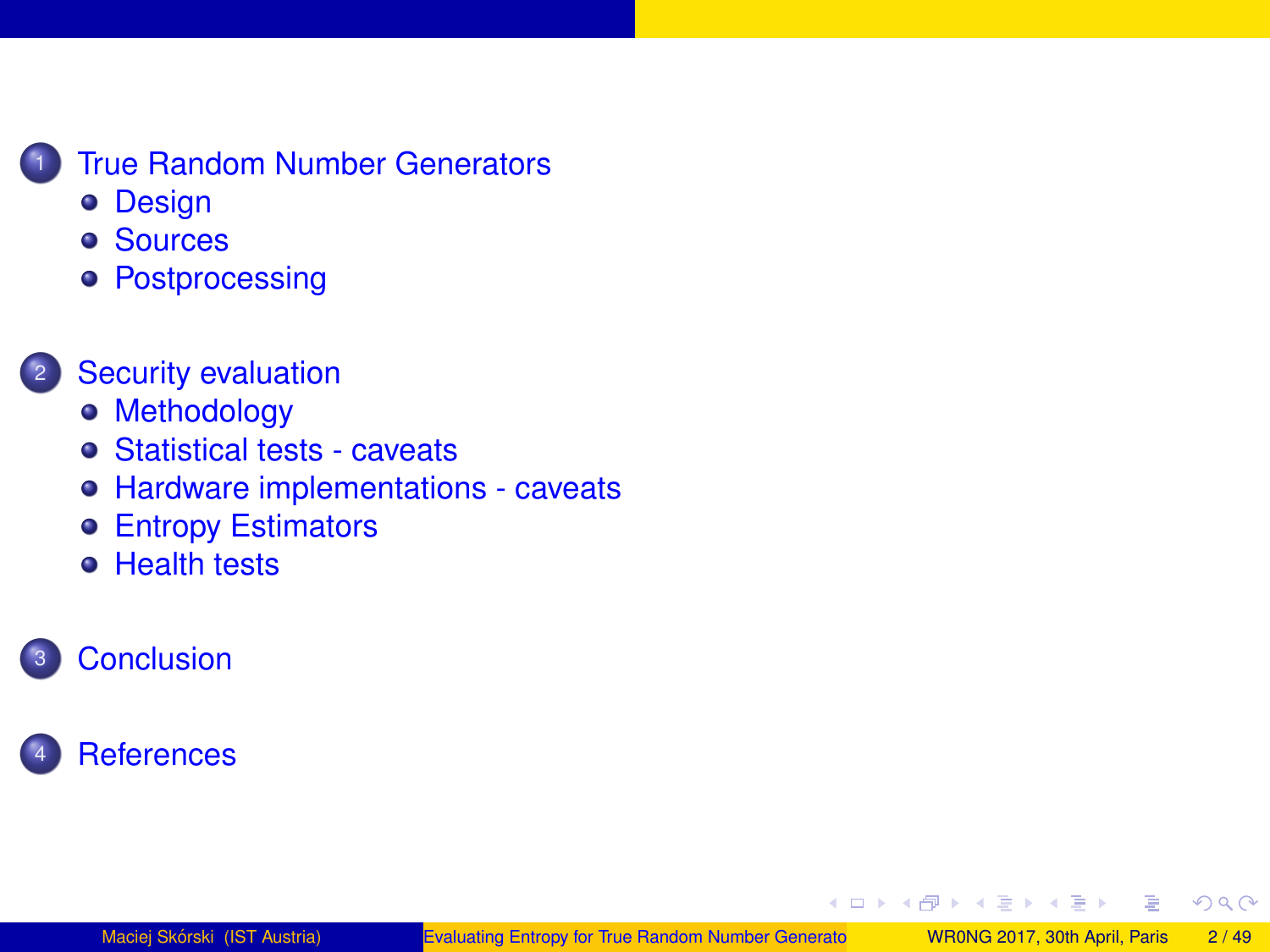1. True Random Number Generators
   - Design
   - Sources
   - Postprocessing

2. Security evaluation
   - Methodology
   - Statistical tests - caveats
   - Hardware implementations - caveats
   - Entropy Estimators
   - Health tests

3. Conclusion

4. References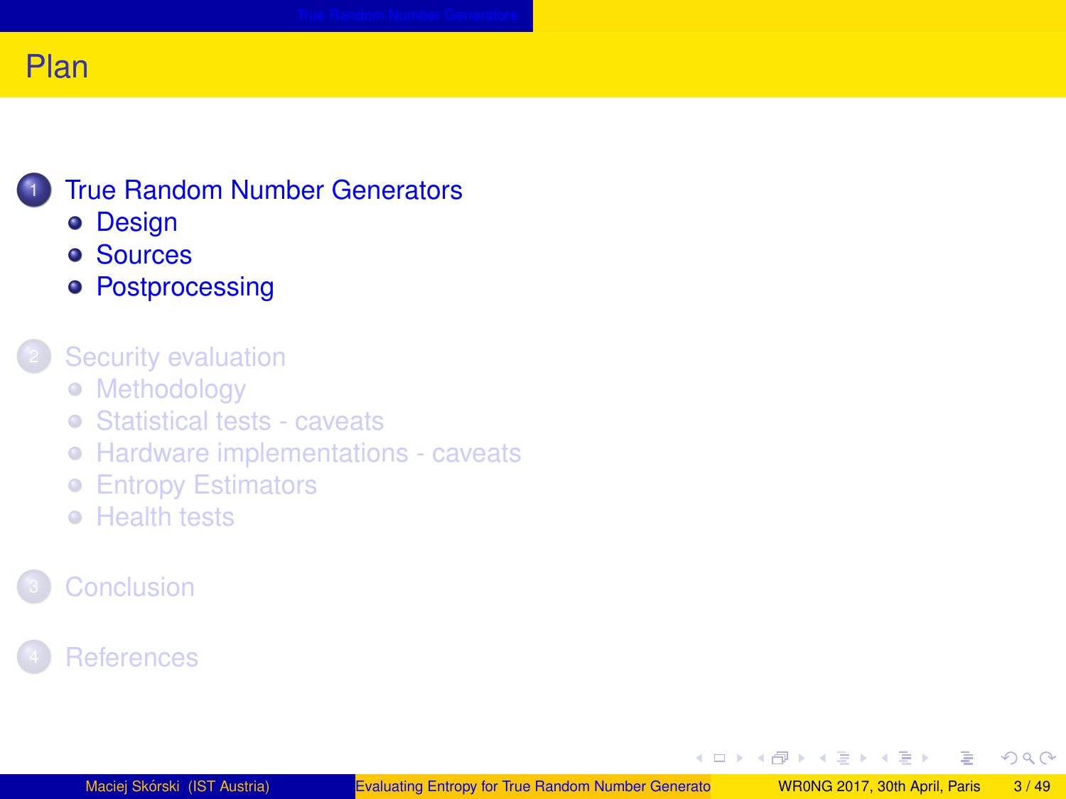# Plan

1. True Random Number Generators
   - Design
   - Sources
   - Postprocessing

2. Security evaluation
   - Methodology
   - Statistical tests - caveats
   - Hardware implementations - caveats
   - Entropy Estimators
   - Health tests

3. Conclusion

4. References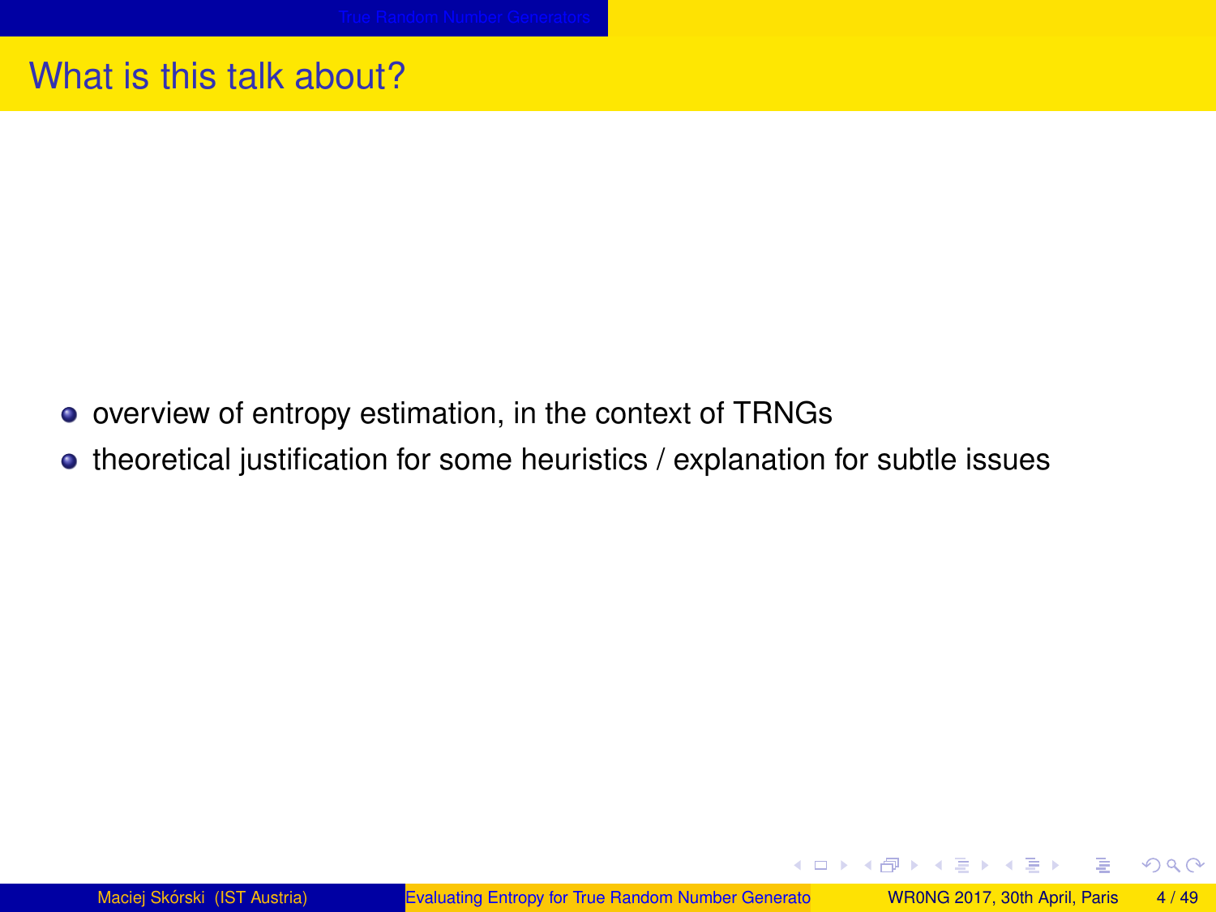# What is this talk about?

- overview of entropy estimation, in the context of TRNGs
- theoretical justification for some heuristics / explanation for subtle issues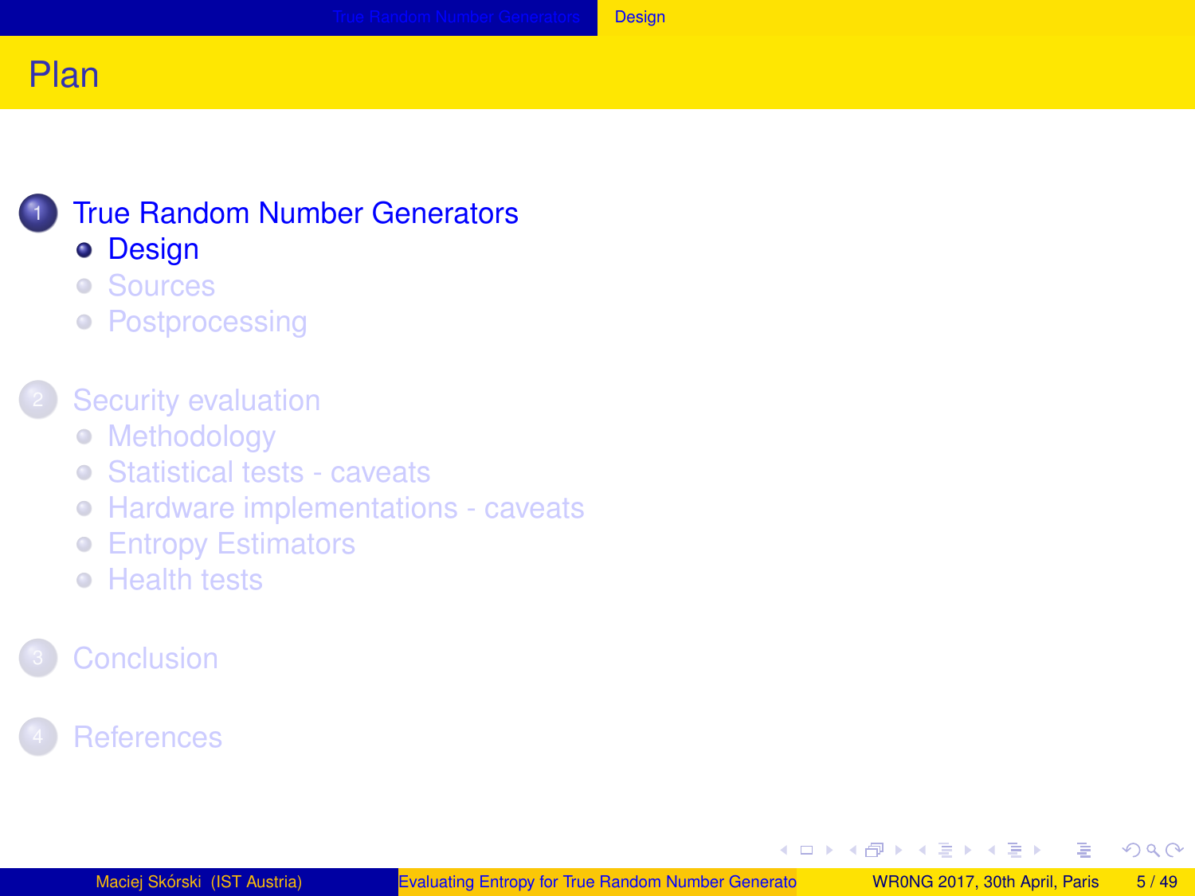# Plan

1. True Random Number Generators
   - Design
   - Sources
   - Postprocessing
2. Security evaluation
   - Methodology
   - Statistical tests - caveats
   - Hardware implementations - caveats
   - Entropy Estimators
   - Health tests
3. Conclusion
4. References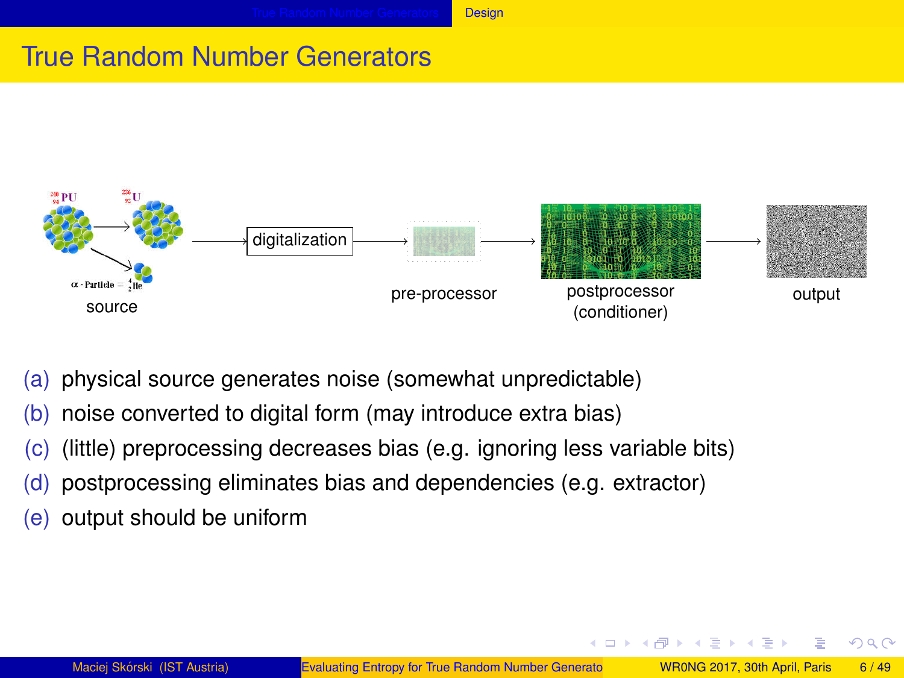# True Random Number Generators

source → digitalization → pre-processor → postprocessor (conditioner) → output

(a) physical source generates noise (somewhat unpredictable)

(b) noise converted to digital form (may introduce extra bias)

(c) (little) preprocessing decreases bias (e.g. ignoring less variable bits)

(d) postprocessing eliminates bias and dependencies (e.g. extractor)

(e) output should be uniform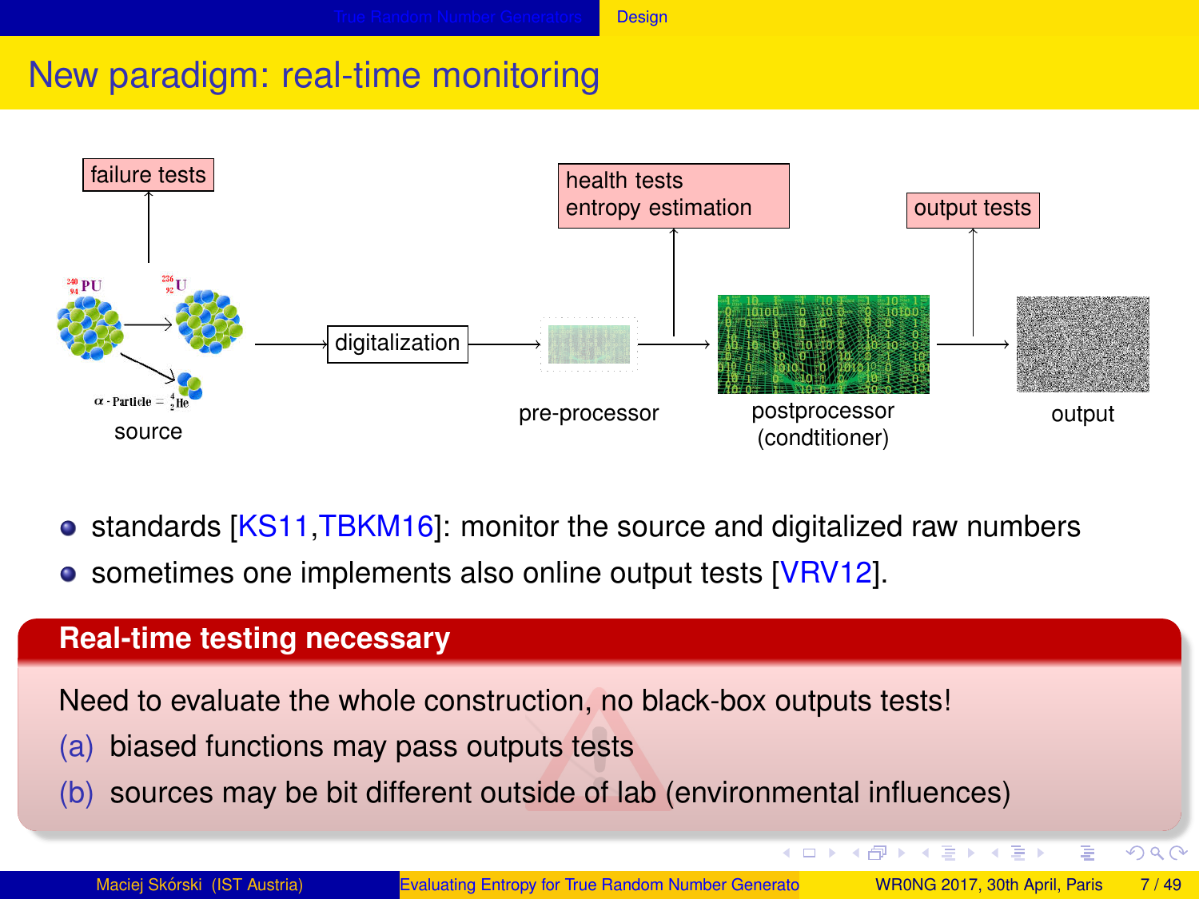# New paradigm: real-time monitoring

failure tests

health tests
entropy estimation

output tests

source → digitalization → pre-processor → postprocessor (condtitioner) → output

- standards [KS11,TBKM16]: monitor the source and digitalized raw numbers
- sometimes one implements also online output tests [VRV12].

**Real-time testing necessary**

Need to evaluate the whole construction, no black-box outputs tests!

(a) biased functions may pass outputs tests

(b) sources may be bit different outside of lab (environmental influences)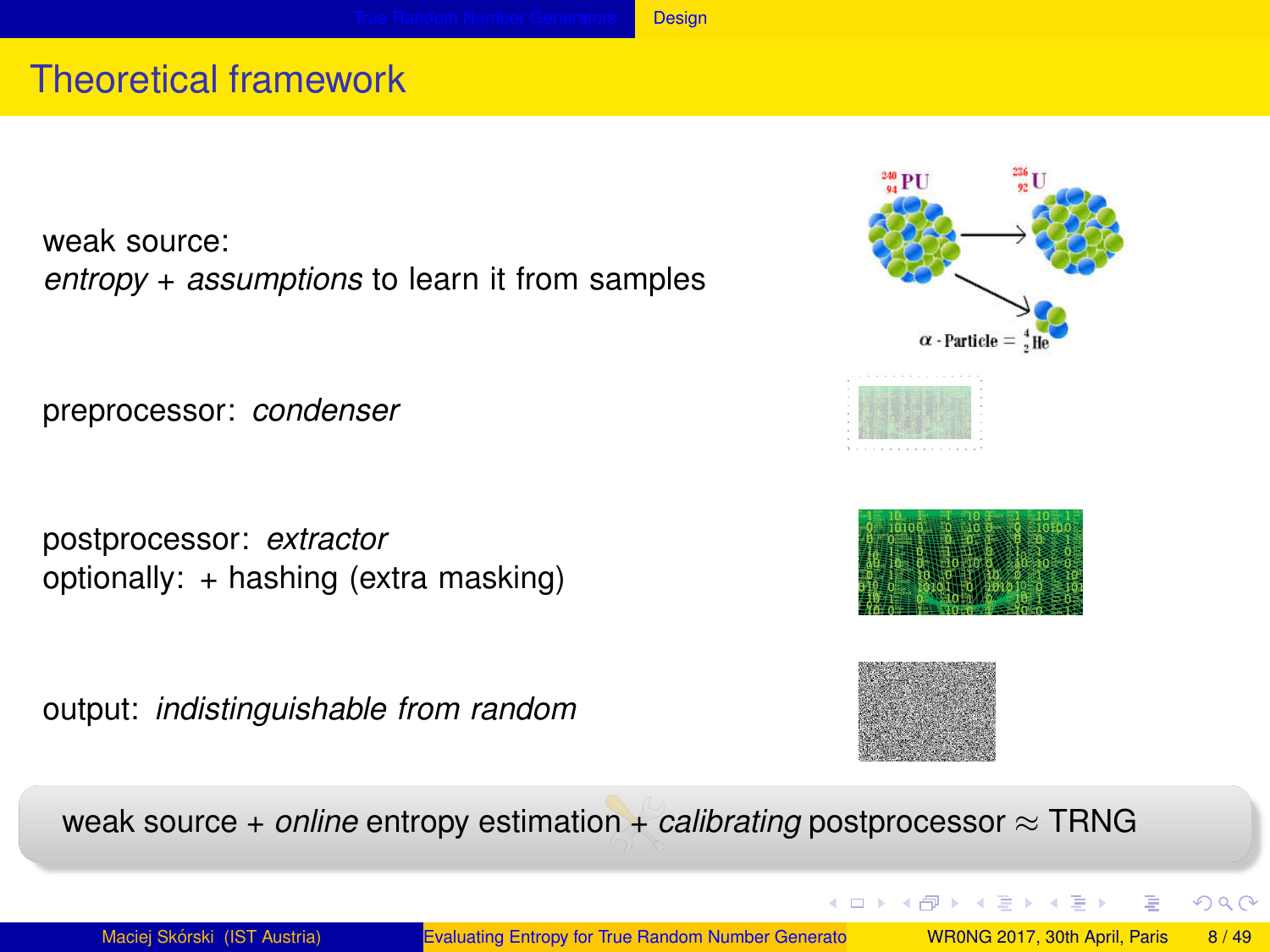# Theoretical framework

weak source:
*entropy* + *assumptions* to learn it from samples

preprocessor: *condenser*

postprocessor: *extractor*
optionally: + hashing (extra masking)

output: *indistinguishable from random*

weak source + *online* entropy estimation + *calibrating* postprocessor $\approx$ TRNG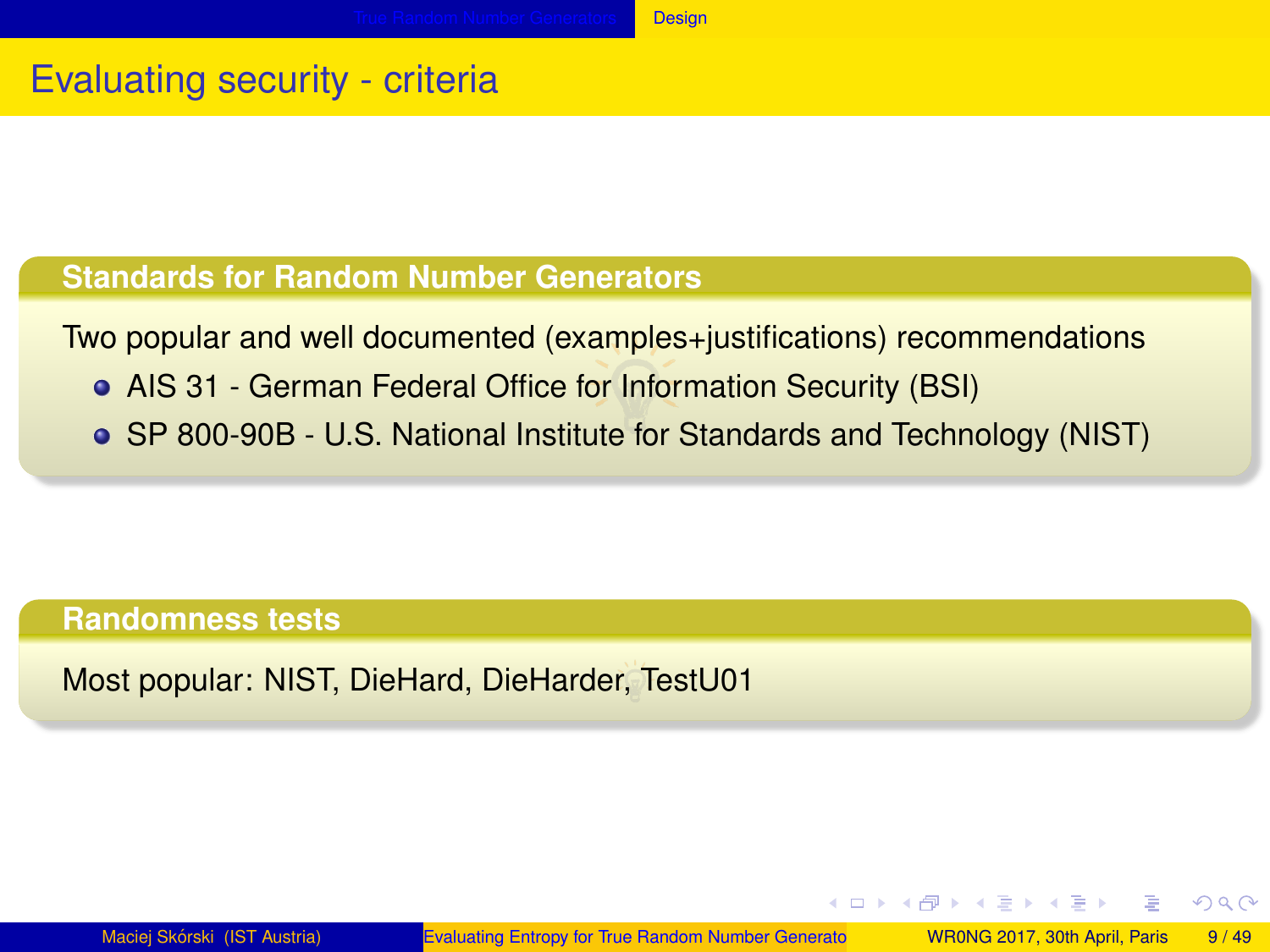# Evaluating security - criteria

**Standards for Random Number Generators**

Two popular and well documented (examples+justifications) recommendations

- AIS 31 - German Federal Office for Information Security (BSI)
- SP 800-90B - U.S. National Institute for Standards and Technology (NIST)

**Randomness tests**

Most popular: NIST, DieHard, DieHarder, TestU01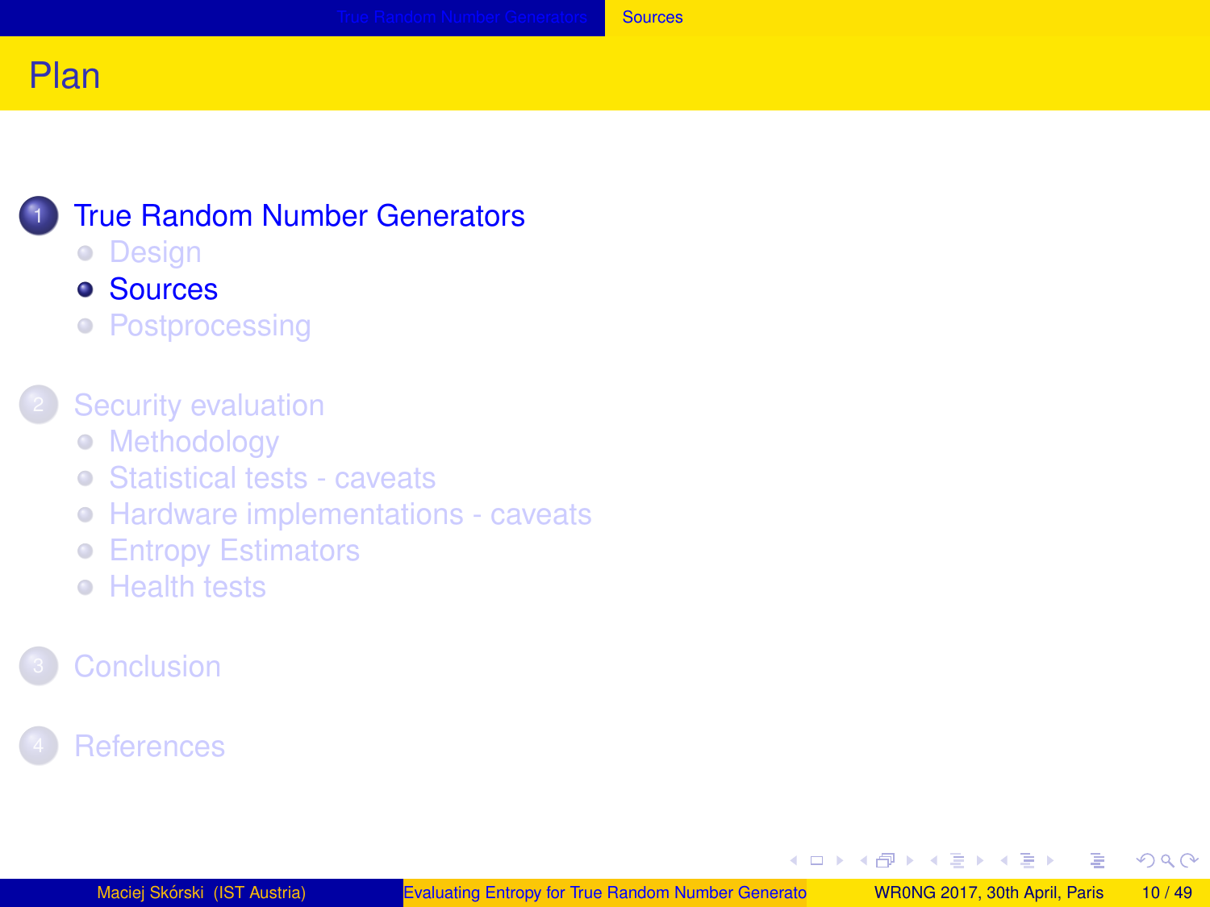# Plan

1. True Random Number Generators
   - Design
   - Sources
   - Postprocessing
2. Security evaluation
   - Methodology
   - Statistical tests - caveats
   - Hardware implementations - caveats
   - Entropy Estimators
   - Health tests
3. Conclusion
4. References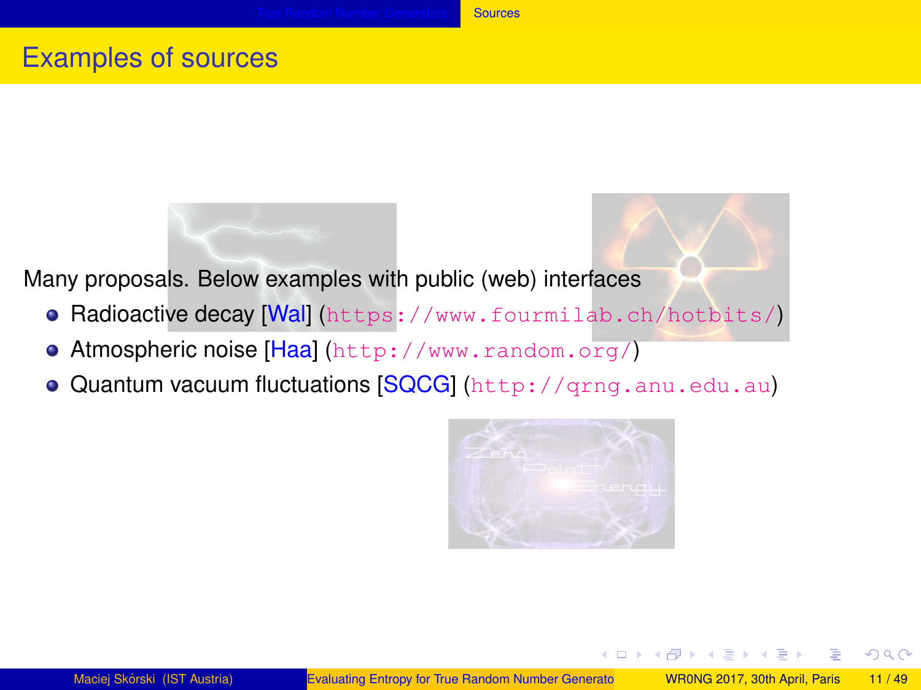# Examples of sources

Many proposals. Below examples with public (web) interfaces

- Radioactive decay [Wal] (https://www.fourmilab.ch/hotbits/)
- Atmospheric noise [Haa] (http://www.random.org/)
- Quantum vacuum fluctuations [SQCG] (http://qrng.anu.edu.au)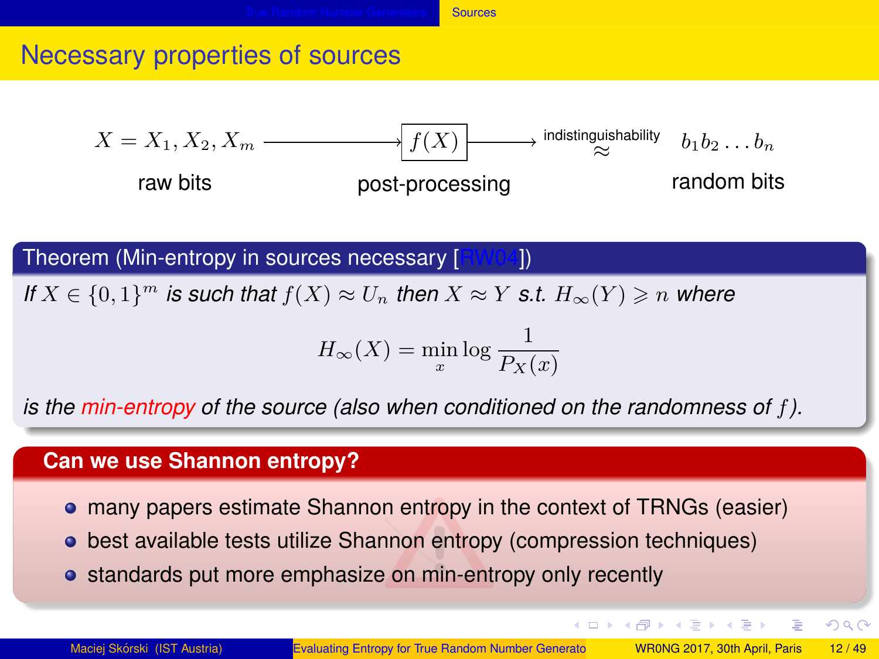# Necessary properties of sources

$$X = X_1, X_2, X_m \longrightarrow \boxed{f(X)} \longrightarrow \overset{\text{indistinguishability}}{\approx} \quad b_1 b_2 \ldots b_n$$

raw bits — post-processing — random bits

**Theorem (Min-entropy in sources necessary [RW04])**

*If $X \in \{0,1\}^m$ is such that $f(X) \approx U_n$ then $X \approx Y$ s.t. $H_\infty(Y) \geqslant n$ where*

$$H_\infty(X) = \min_x \log \frac{1}{P_X(x)}$$

*is the min-entropy of the source (also when conditioned on the randomness of $f$).*

**Can we use Shannon entropy?**

- many papers estimate Shannon entropy in the context of TRNGs (easier)
- best available tests utilize Shannon entropy (compression techniques)
- standards put more emphasize on min-entropy only recently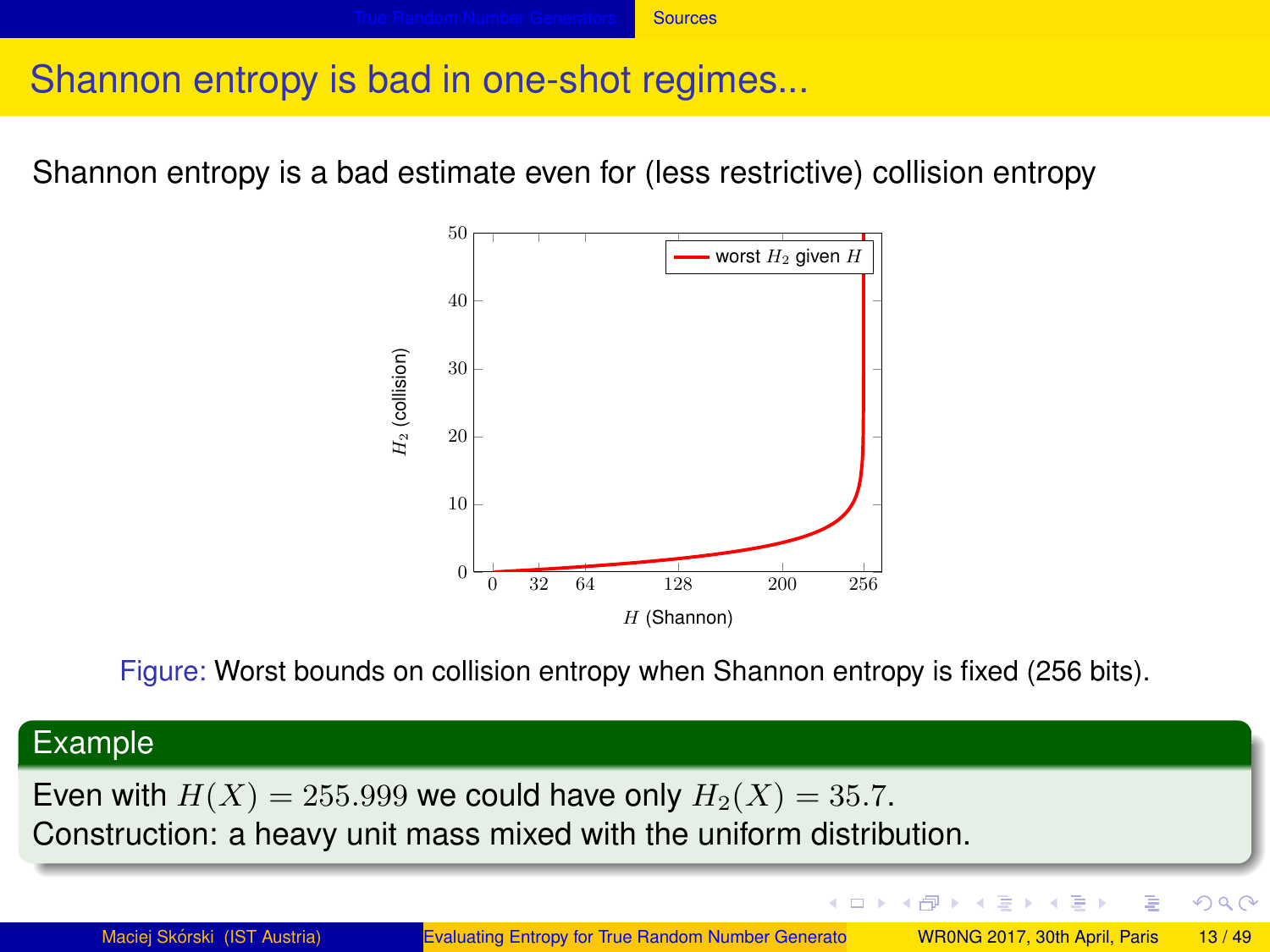# Shannon entropy is bad in one-shot regimes...

Shannon entropy is a bad estimate even for (less restrictive) collision entropy

Figure: Worst bounds on collision entropy when Shannon entropy is fixed (256 bits).

**Example**

Even with $H(X) = 255.999$ we could have only $H_2(X) = 35.7$.
Construction: a heavy unit mass mixed with the uniform distribution.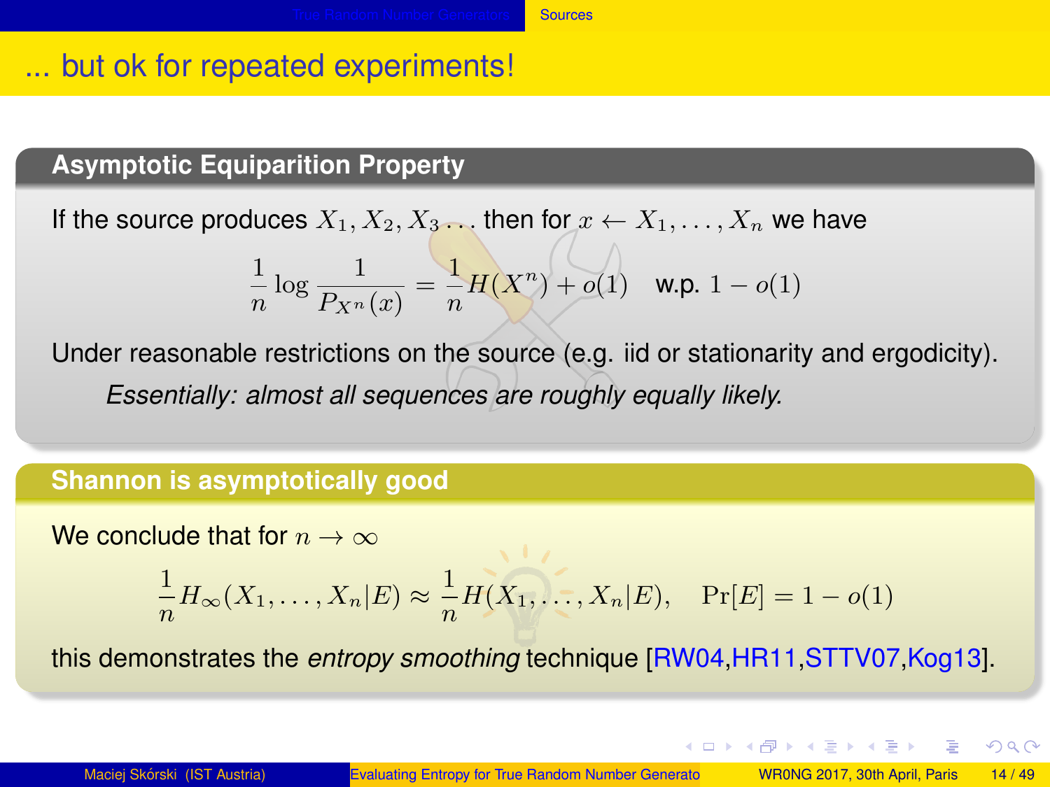# ... but ok for repeated experiments!

### Asymptotic Equiparition Property

If the source produces $X_1, X_2, X_3 \ldots$ then for $x \leftarrow X_1, \ldots, X_n$ we have

$$\frac{1}{n} \log \frac{1}{P_{X^n}(x)} = \frac{1}{n} H(X^n) + o(1) \quad \text{w.p. } 1 - o(1)$$

Under reasonable restrictions on the source (e.g. iid or stationarity and ergodicity).

*Essentially: almost all sequences are roughly equally likely.*

### Shannon is asymptotically good

We conclude that for $n \to \infty$

$$\frac{1}{n} H_\infty(X_1, \ldots, X_n | E) \approx \frac{1}{n} H(X_1, \ldots, X_n | E), \quad \Pr[E] = 1 - o(1)$$

this demonstrates the *entropy smoothing* technique [RW04,HR11,STTV07,Kog13].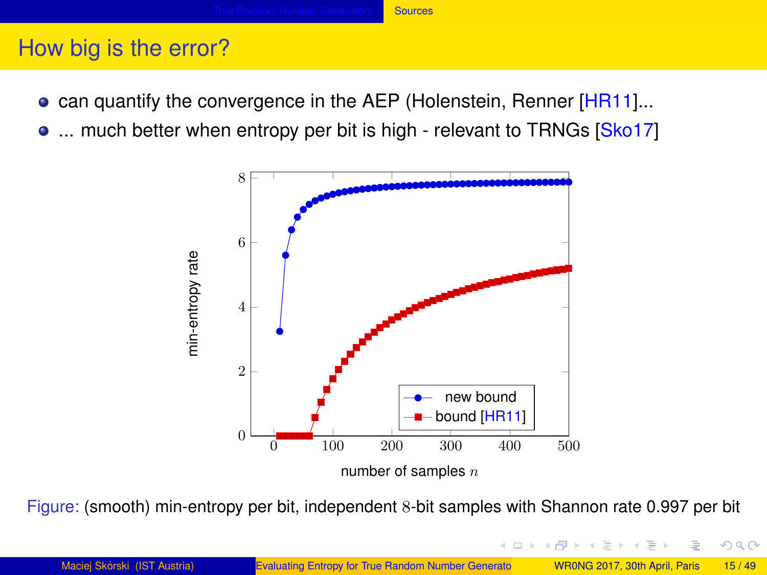## How big is the error?

- can quantify the convergence in the AEP (Holenstein, Renner [HR11]...
- ... much better when entropy per bit is high - relevant to TRNGs [Sko17]

Figure: (smooth) min-entropy per bit, independent $8$-bit samples with Shannon rate 0.997 per bit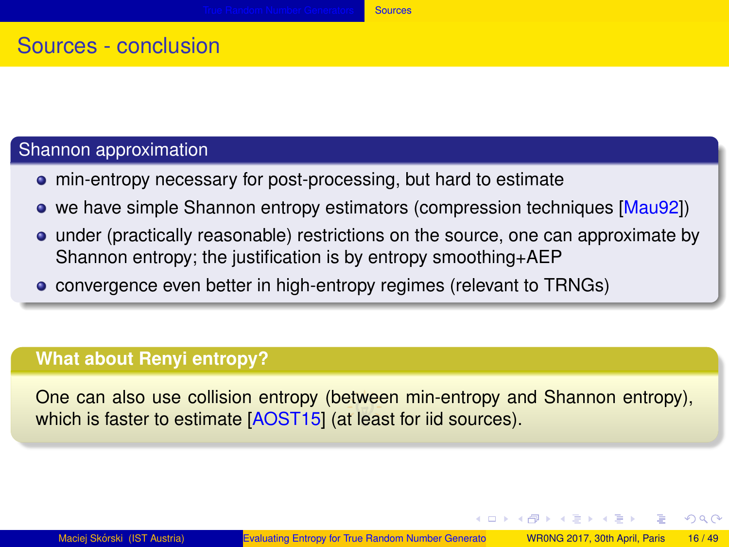# Sources - conclusion

### Shannon approximation

- min-entropy necessary for post-processing, but hard to estimate
- we have simple Shannon entropy estimators (compression techniques [Mau92])
- under (practically reasonable) restrictions on the source, one can approximate by Shannon entropy; the justification is by entropy smoothing+AEP
- convergence even better in high-entropy regimes (relevant to TRNGs)

### What about Renyi entropy?

One can also use collision entropy (between min-entropy and Shannon entropy), which is faster to estimate [AOST15] (at least for iid sources).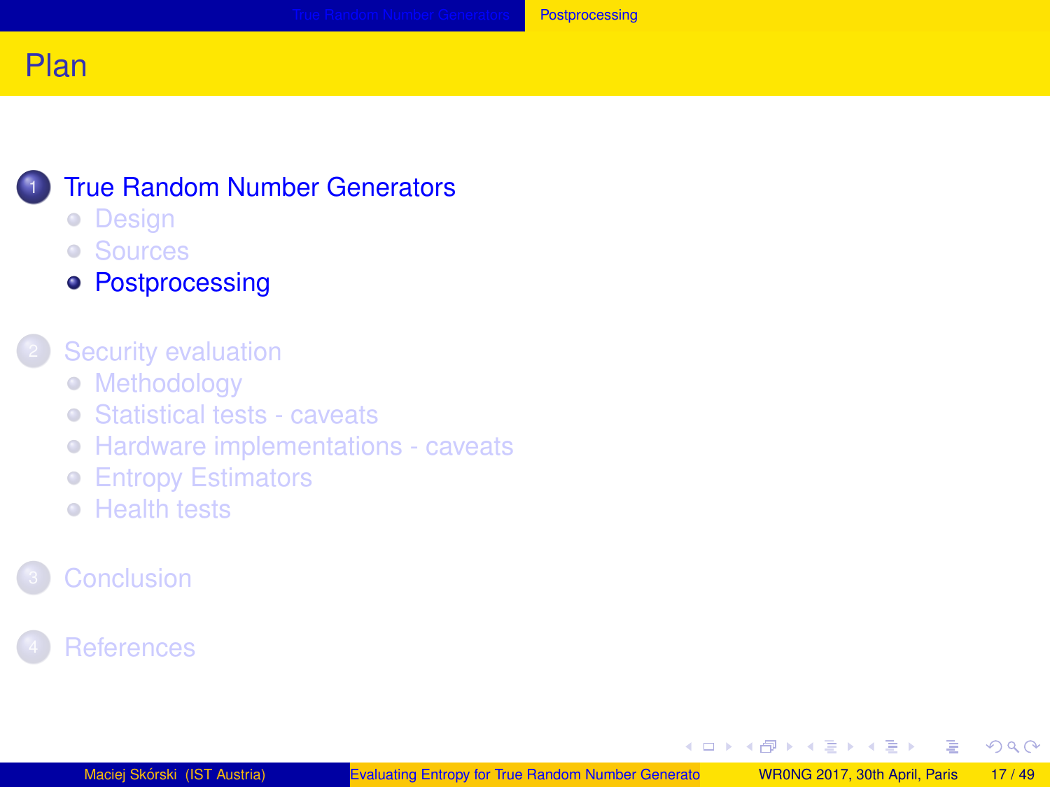# Plan

1. True Random Number Generators
   - Design
   - Sources
   - Postprocessing
2. Security evaluation
   - Methodology
   - Statistical tests - caveats
   - Hardware implementations - caveats
   - Entropy Estimators
   - Health tests
3. Conclusion
4. References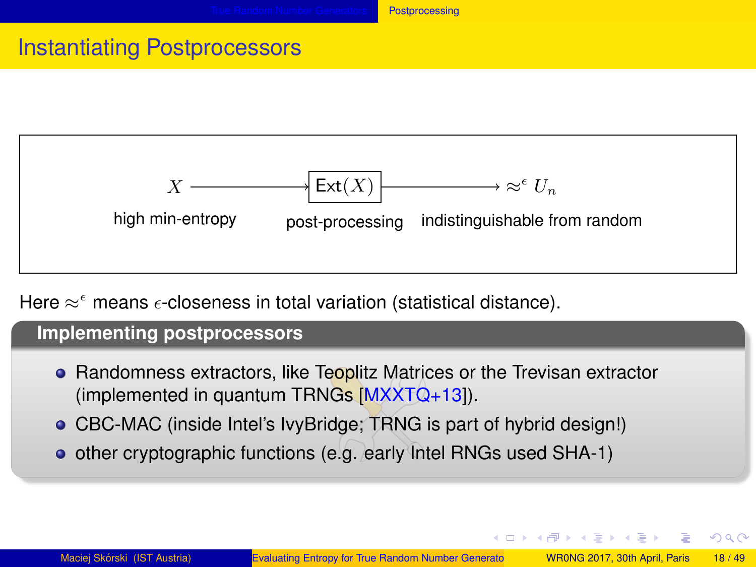# Instantiating Postprocessors

$$X \longrightarrow \boxed{\mathsf{Ext}(X)} \longrightarrow \approx^{\epsilon} U_n$$

high min-entropy — post-processing — indistinguishable from random

Here $\approx^{\epsilon}$ means $\epsilon$-closeness in total variation (statistical distance).

**Implementing postprocessors**

- Randomness extractors, like Teoplitz Matrices or the Trevisan extractor (implemented in quantum TRNGs [MXXTQ+13]).
- CBC-MAC (inside Intel's IvyBridge; TRNG is part of hybrid design!)
- other cryptographic functions (e.g. early Intel RNGs used SHA-1)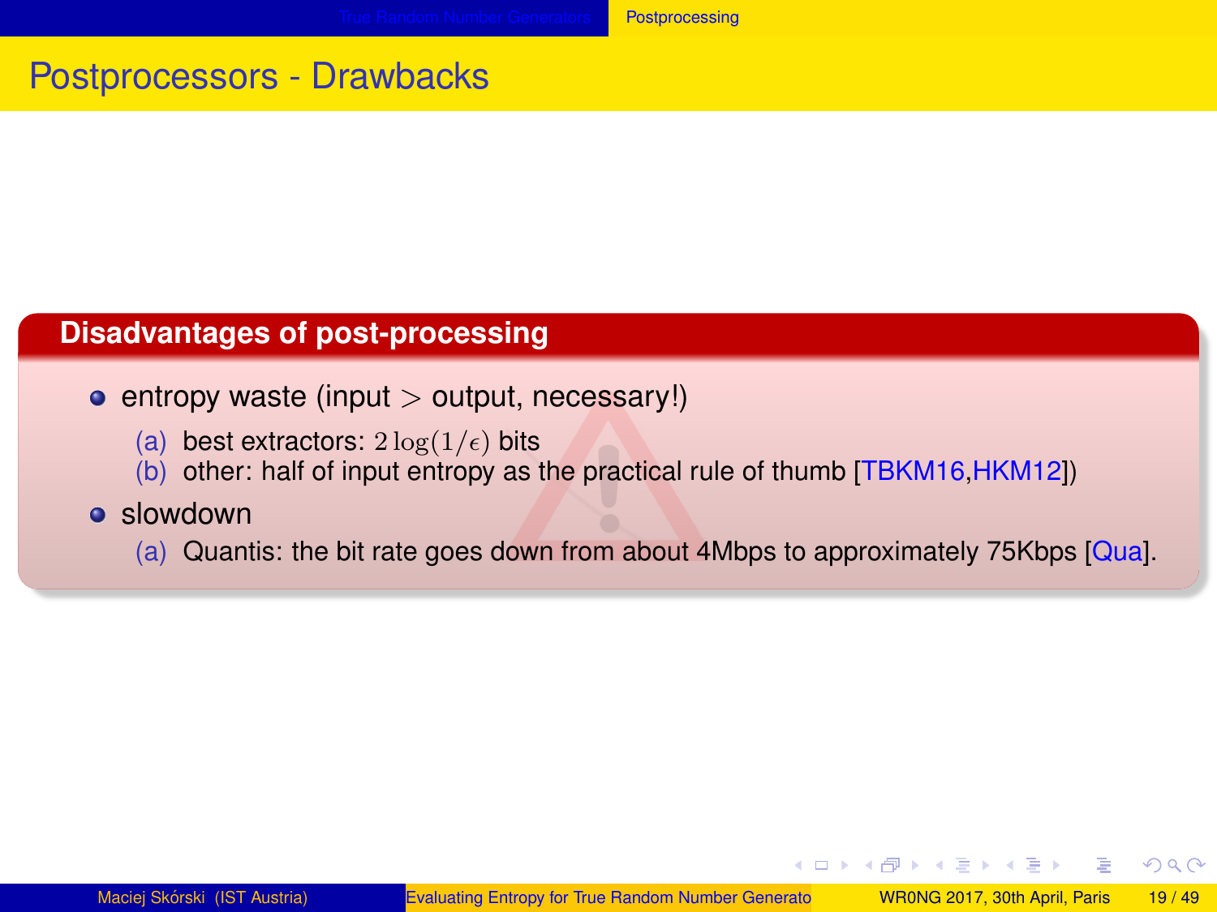# Postprocessors - Drawbacks

**Disadvantages of post-processing**

- entropy waste (input $>$ output, necessary!)
  - (a) best extractors: $2\log(1/\epsilon)$ bits
  - (b) other: half of input entropy as the practical rule of thumb [TBKM16,HKM12])
- slowdown
  - (a) Quantis: the bit rate goes down from about 4Mbps to approximately 75Kbps [Qua].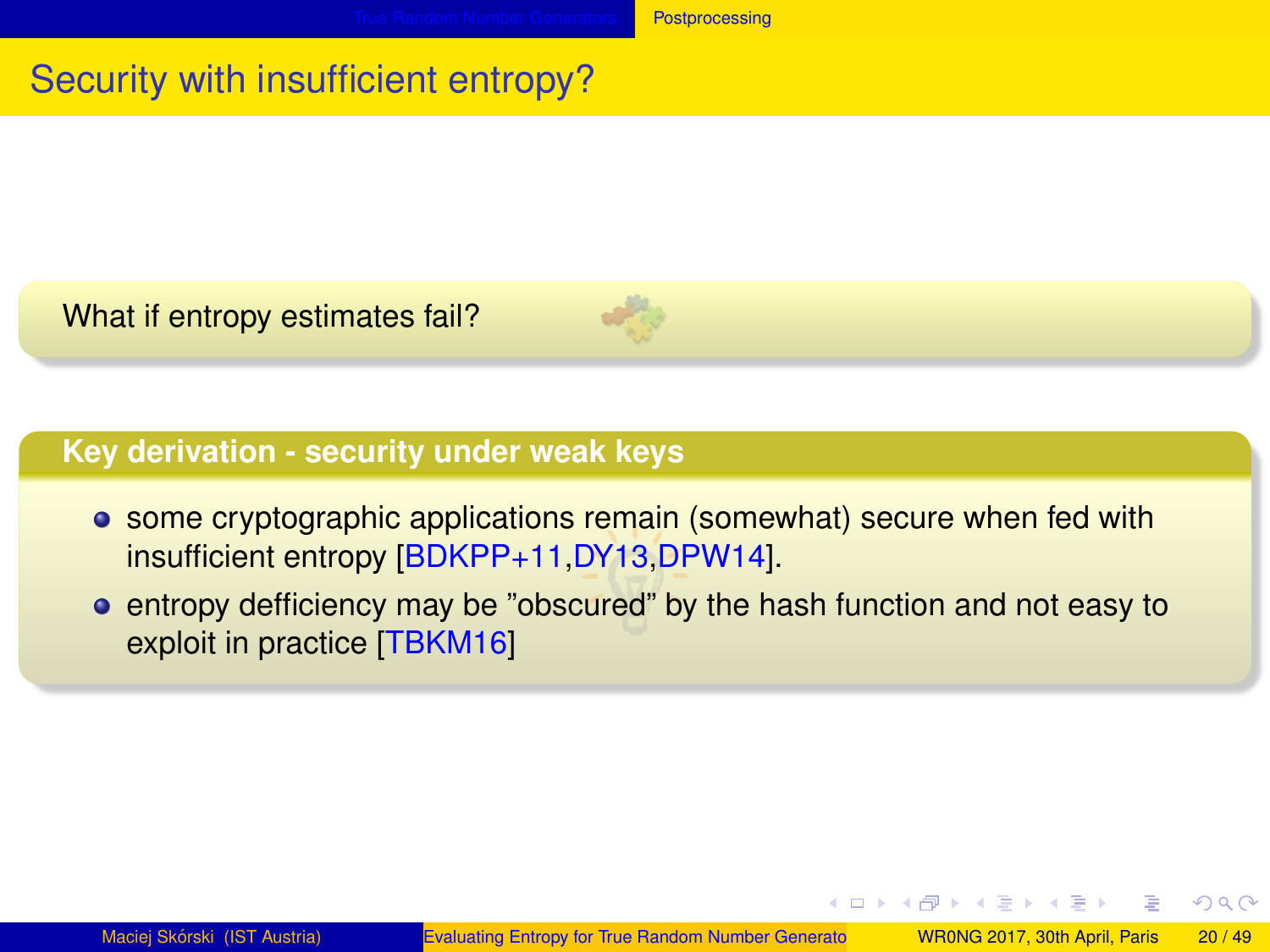# Security with insufficient entropy?

What if entropy estimates fail?

**Key derivation - security under weak keys**

- some cryptographic applications remain (somewhat) secure when fed with insufficient entropy [BDKPP+11,DY13,DPW14].
- entropy defficiency may be "obscured" by the hash function and not easy to exploit in practice [TBKM16]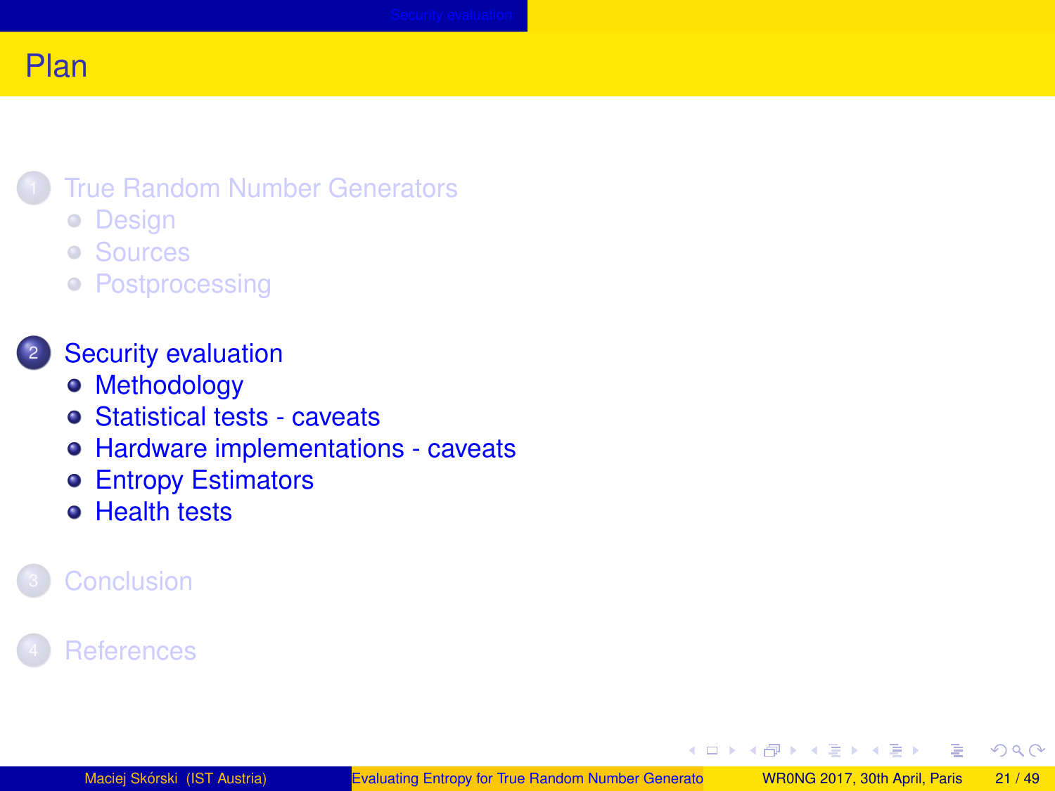# Plan

1. True Random Number Generators
   - Design
   - Sources
   - Postprocessing
2. Security evaluation
   - Methodology
   - Statistical tests - caveats
   - Hardware implementations - caveats
   - Entropy Estimators
   - Health tests
3. Conclusion
4. References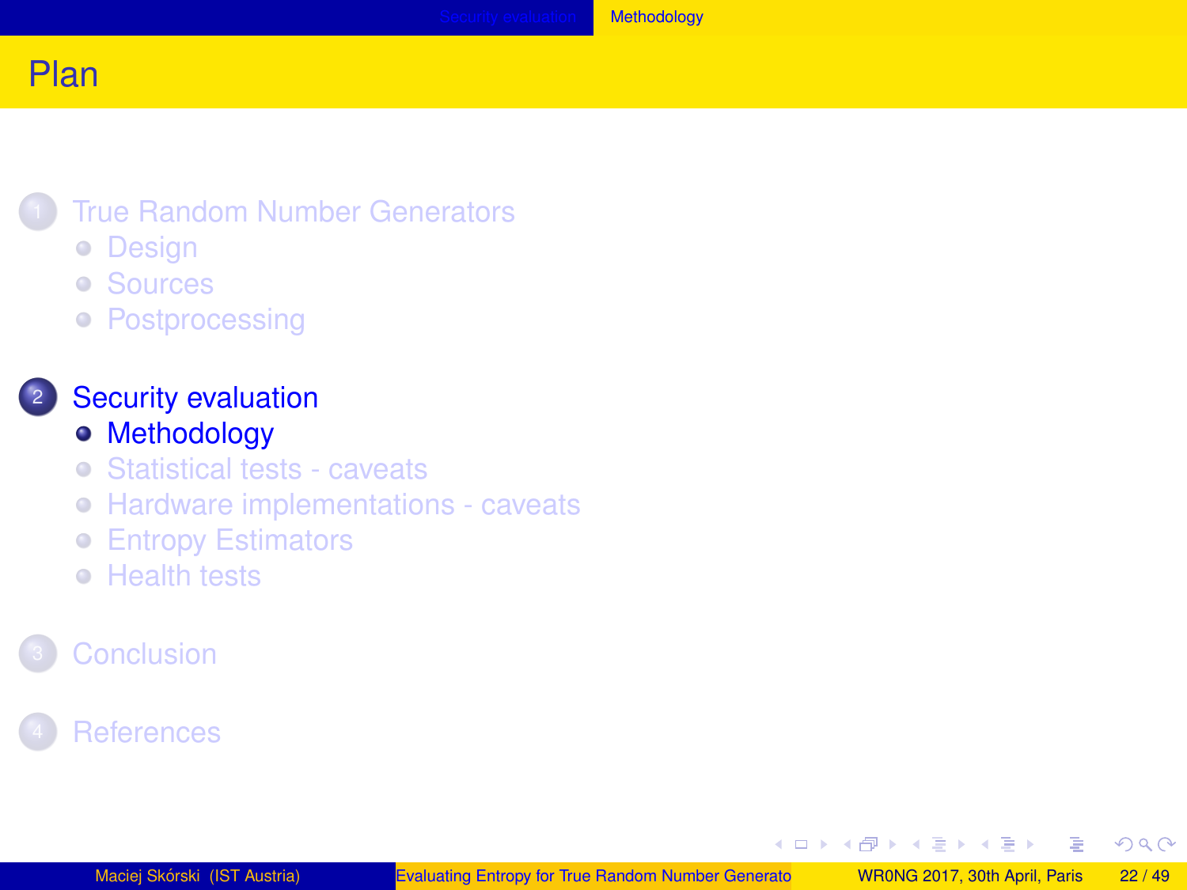# Plan

1. True Random Number Generators
   - Design
   - Sources
   - Postprocessing
2. **Security evaluation**
   - **Methodology**
   - Statistical tests - caveats
   - Hardware implementations - caveats
   - Entropy Estimators
   - Health tests
3. Conclusion
4. References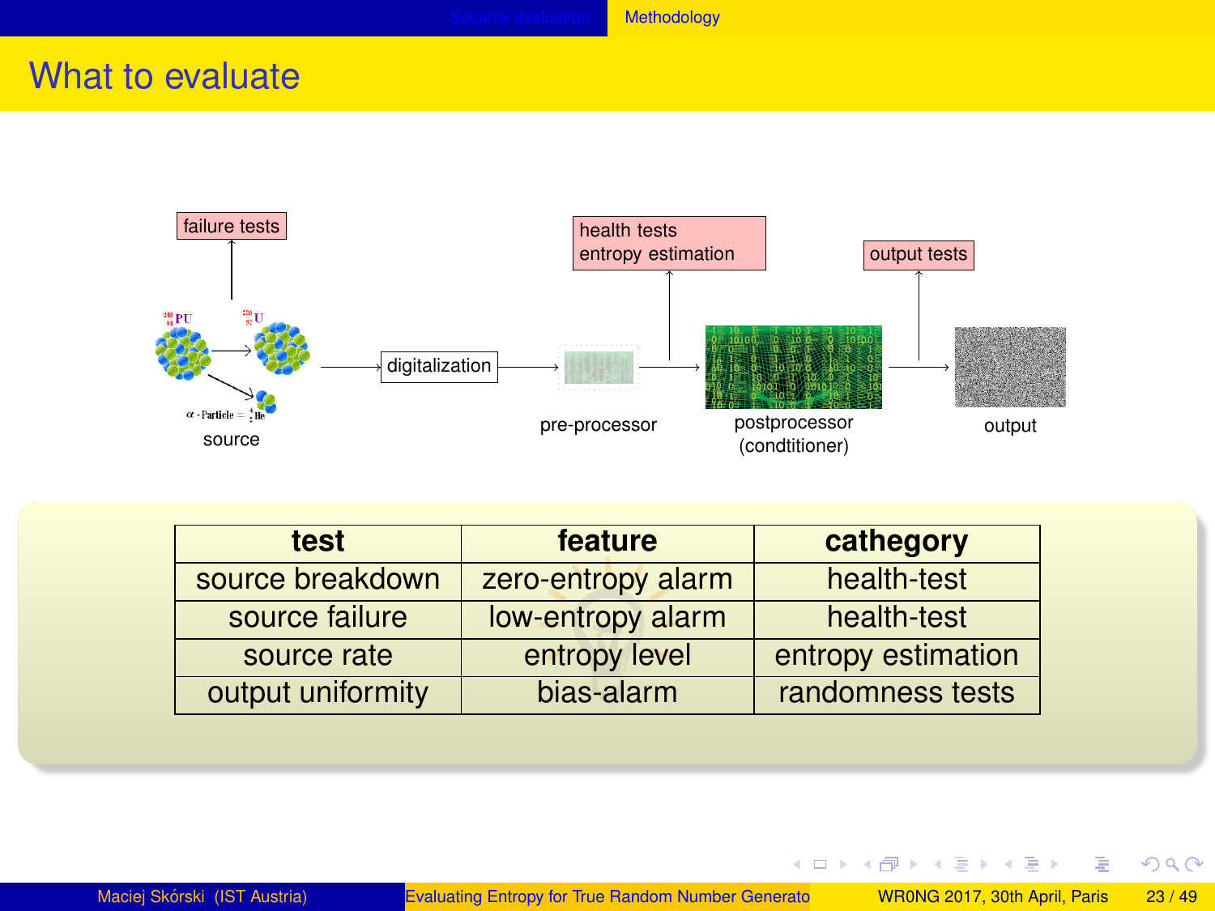# What to evaluate

failure tests

health tests
entropy estimation

output tests

source → digitalization → pre-processor → postprocessor (condtitioner) → output

| test | feature | cathegory |
|---|---|---|
| source breakdown | zero-entropy alarm | health-test |
| source failure | low-entropy alarm | health-test |
| source rate | entropy level | entropy estimation |
| output uniformity | bias-alarm | randomness tests |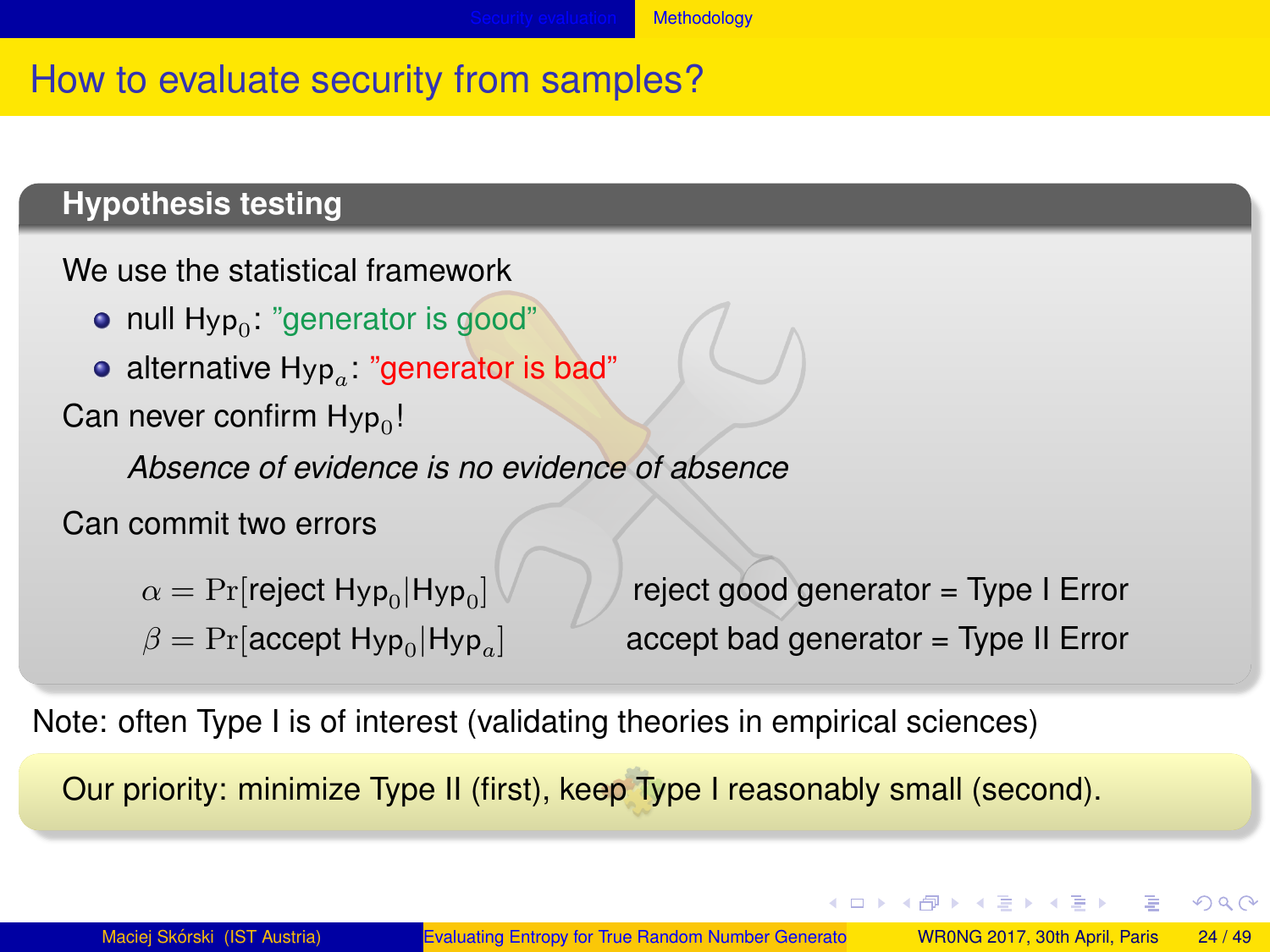# How to evaluate security from samples?

### Hypothesis testing

We use the statistical framework

- null $\text{Hyp}_0$: "generator is good"
- alternative $\text{Hyp}_a$: "generator is bad"

Can never confirm $\text{Hyp}_0$!

> *Absence of evidence is no evidence of absence*

Can commit two errors

$\alpha = \Pr[\text{reject } \text{Hyp}_0 | \text{Hyp}_0]$ reject good generator = Type I Error

$\beta = \Pr[\text{accept } \text{Hyp}_0 | \text{Hyp}_a]$ accept bad generator = Type II Error

Note: often Type I is of interest (validating theories in empirical sciences)

Our priority: minimize Type II (first), keep Type I reasonably small (second).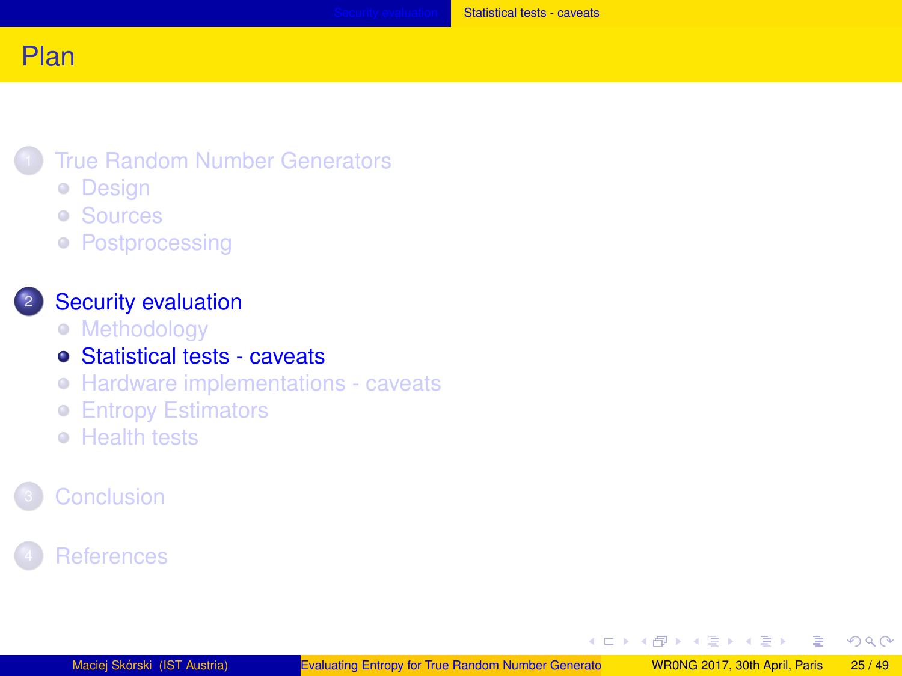# Plan

1. True Random Number Generators
   - Design
   - Sources
   - Postprocessing

2. Security evaluation
   - Methodology
   - Statistical tests - caveats
   - Hardware implementations - caveats
   - Entropy Estimators
   - Health tests

3. Conclusion

4. References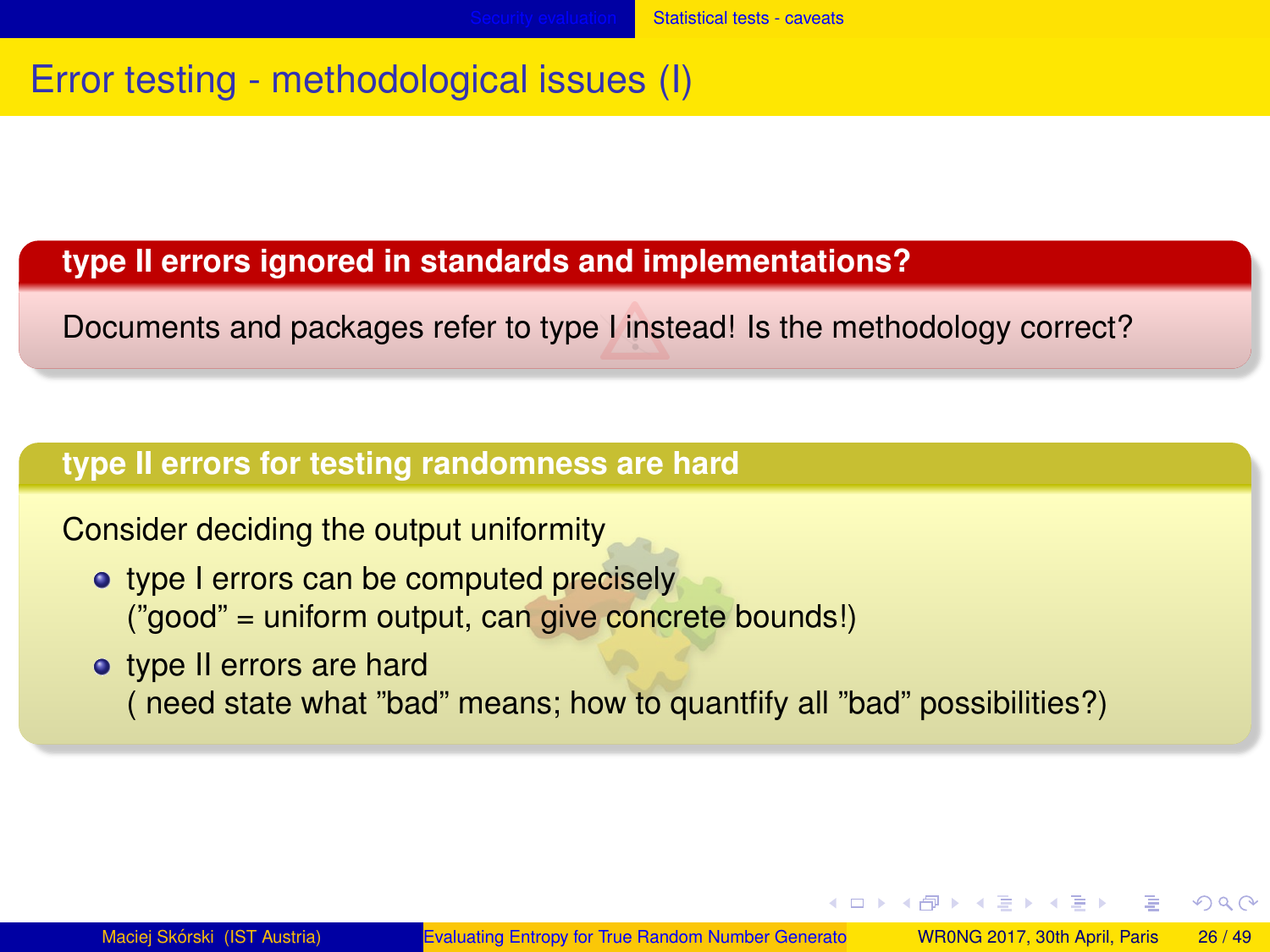# Error testing - methodological issues (I)

**type II errors ignored in standards and implementations?**

Documents and packages refer to type I instead! Is the methodology correct?

**type II errors for testing randomness are hard**

Consider deciding the output uniformity

- type I errors can be computed precisely
  (”good” = uniform output, can give concrete bounds!)
- type II errors are hard
  ( need state what ”bad” means; how to quantfify all ”bad” possibilities?)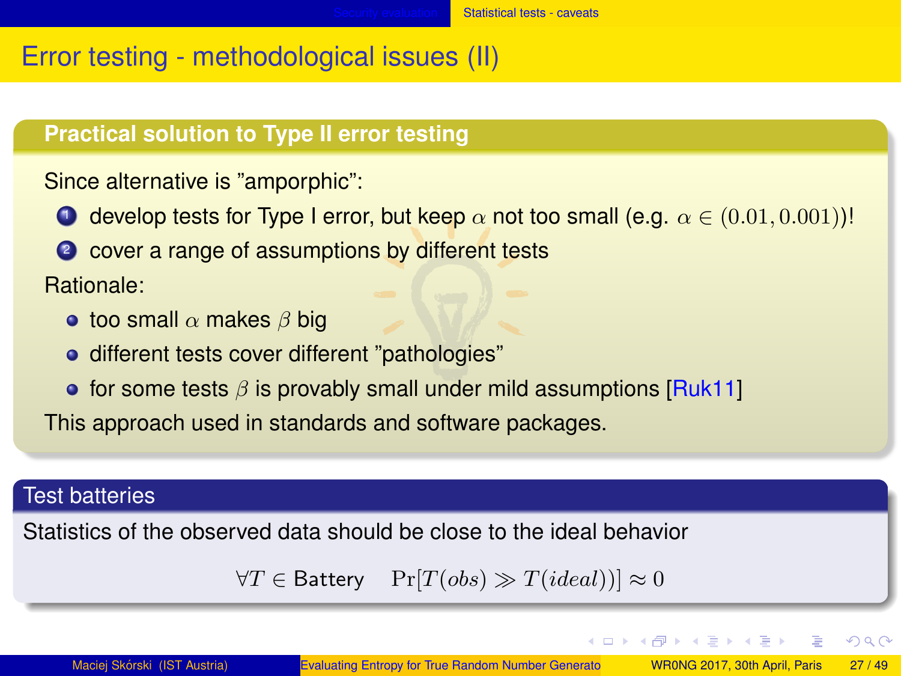# Error testing - methodological issues (II)

## Practical solution to Type II error testing

Since alternative is "amporphic":

1. develop tests for Type I error, but keep $\alpha$ not too small (e.g. $\alpha \in (0.01, 0.001)$)!
2. cover a range of assumptions by different tests

Rationale:

- too small $\alpha$ makes $\beta$ big
- different tests cover different "pathologies"
- for some tests $\beta$ is provably small under mild assumptions [Ruk11]

This approach used in standards and software packages.

## Test batteries

Statistics of the observed data should be close to the ideal behavior

$$\forall T \in \text{Battery} \quad \Pr[T(obs) \gg T(ideal))] \approx 0$$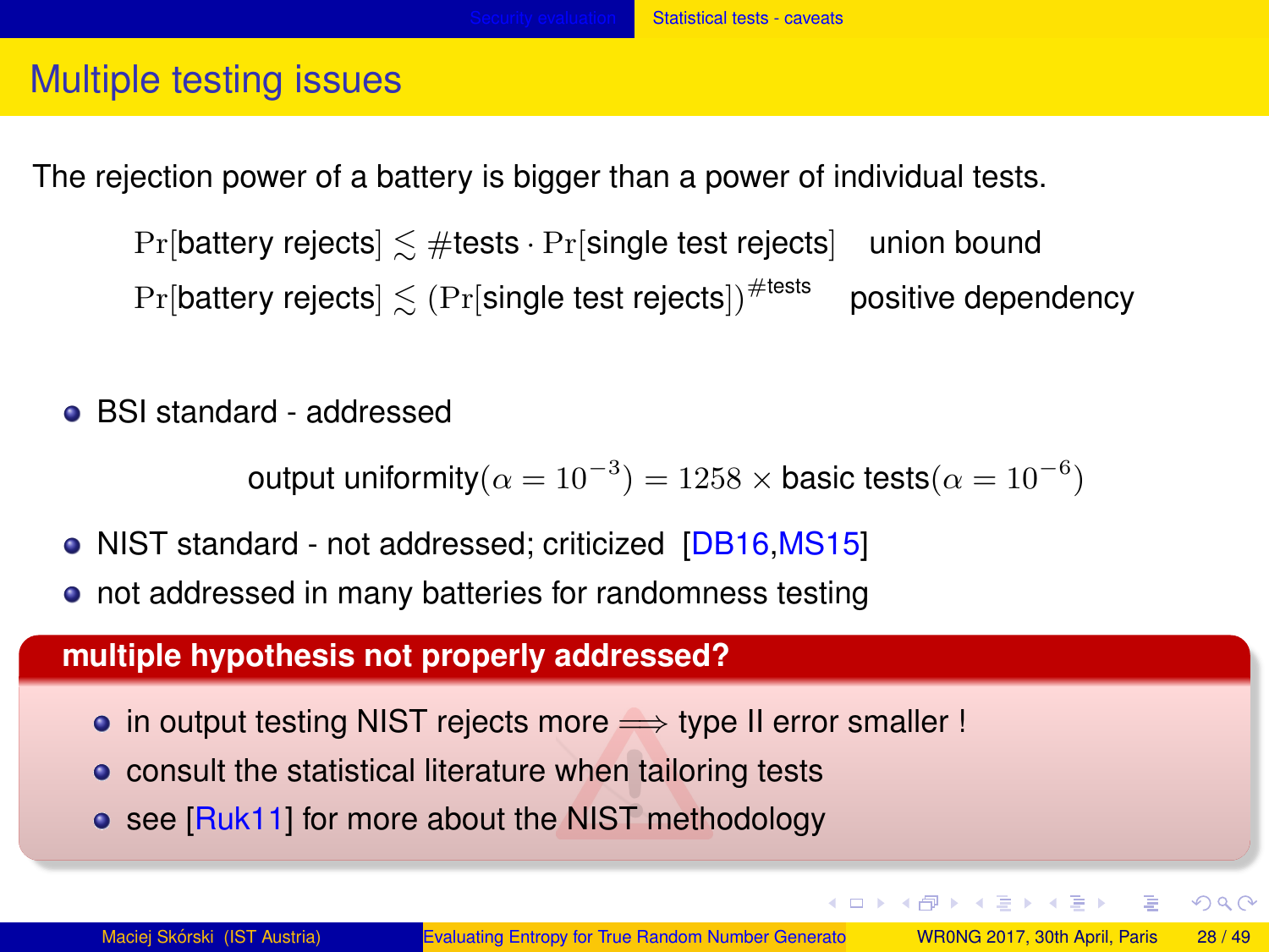# Multiple testing issues

The rejection power of a battery is bigger than a power of individual tests.

$$\Pr[\text{battery rejects}] \lesssim \#\text{tests} \cdot \Pr[\text{single test rejects}] \quad \text{union bound}$$

$$\Pr[\text{battery rejects}] \lesssim (\Pr[\text{single test rejects}])^{\#\text{tests}} \quad \text{positive dependency}$$

- BSI standard - addressed

$$\text{output uniformity}(\alpha = 10^{-3}) = 1258 \times \text{basic tests}(\alpha = 10^{-6})$$

- NIST standard - not addressed; criticized [DB16,MS15]
- not addressed in many batteries for randomness testing

**multiple hypothesis not properly addressed?**

- in output testing NIST rejects more $\Longrightarrow$ type II error smaller !
- consult the statistical literature when tailoring tests
- see [Ruk11] for more about the NIST methodology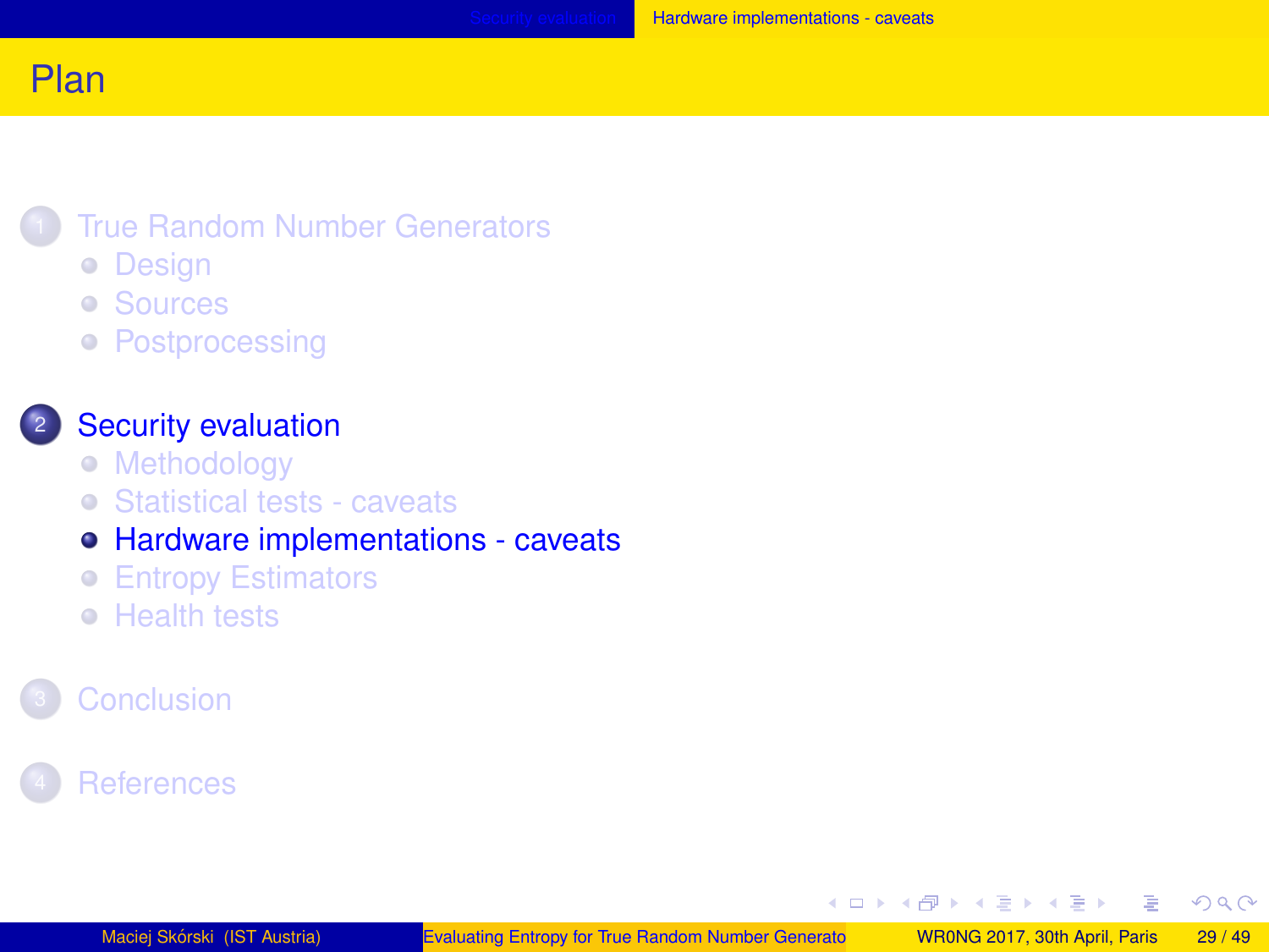# Plan

1. True Random Number Generators
   - Design
   - Sources
   - Postprocessing
2. Security evaluation
   - Methodology
   - Statistical tests - caveats
   - Hardware implementations - caveats
   - Entropy Estimators
   - Health tests
3. Conclusion
4. References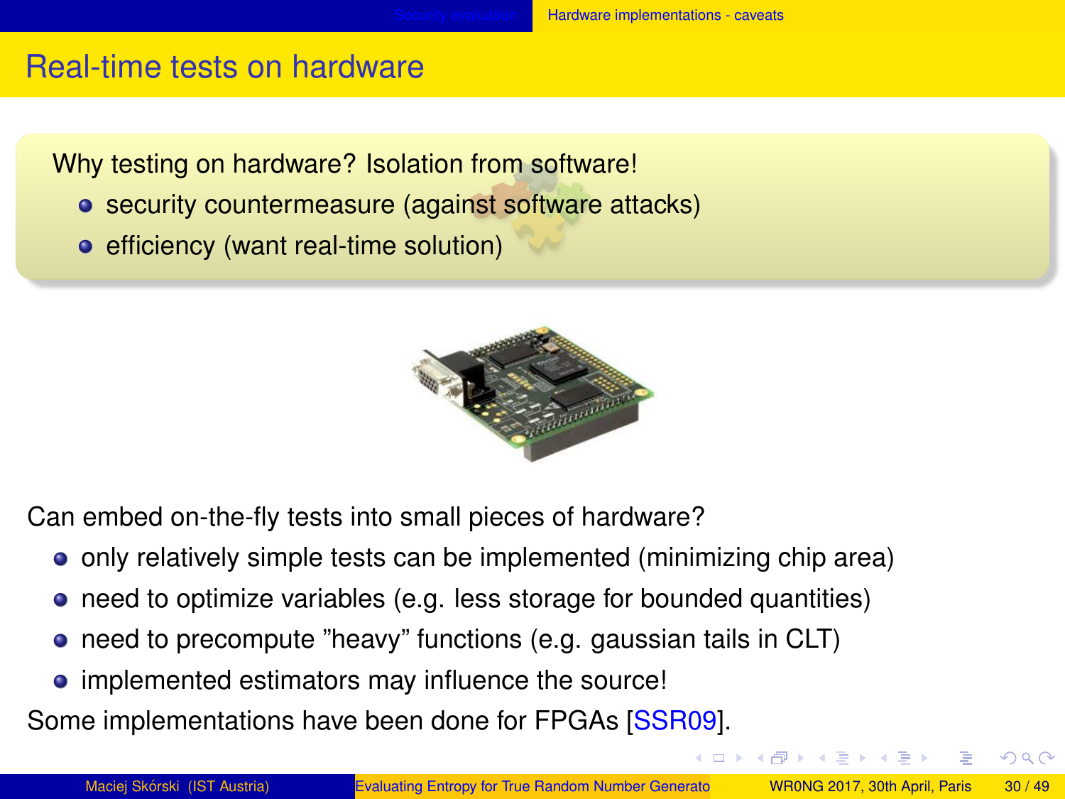# Real-time tests on hardware

Why testing on hardware? Isolation from software!

- security countermeasure (against software attacks)
- efficiency (want real-time solution)

Can embed on-the-fly tests into small pieces of hardware?

- only relatively simple tests can be implemented (minimizing chip area)
- need to optimize variables (e.g. less storage for bounded quantities)
- need to precompute "heavy" functions (e.g. gaussian tails in CLT)
- implemented estimators may influence the source!

Some implementations have been done for FPGAs [SSR09].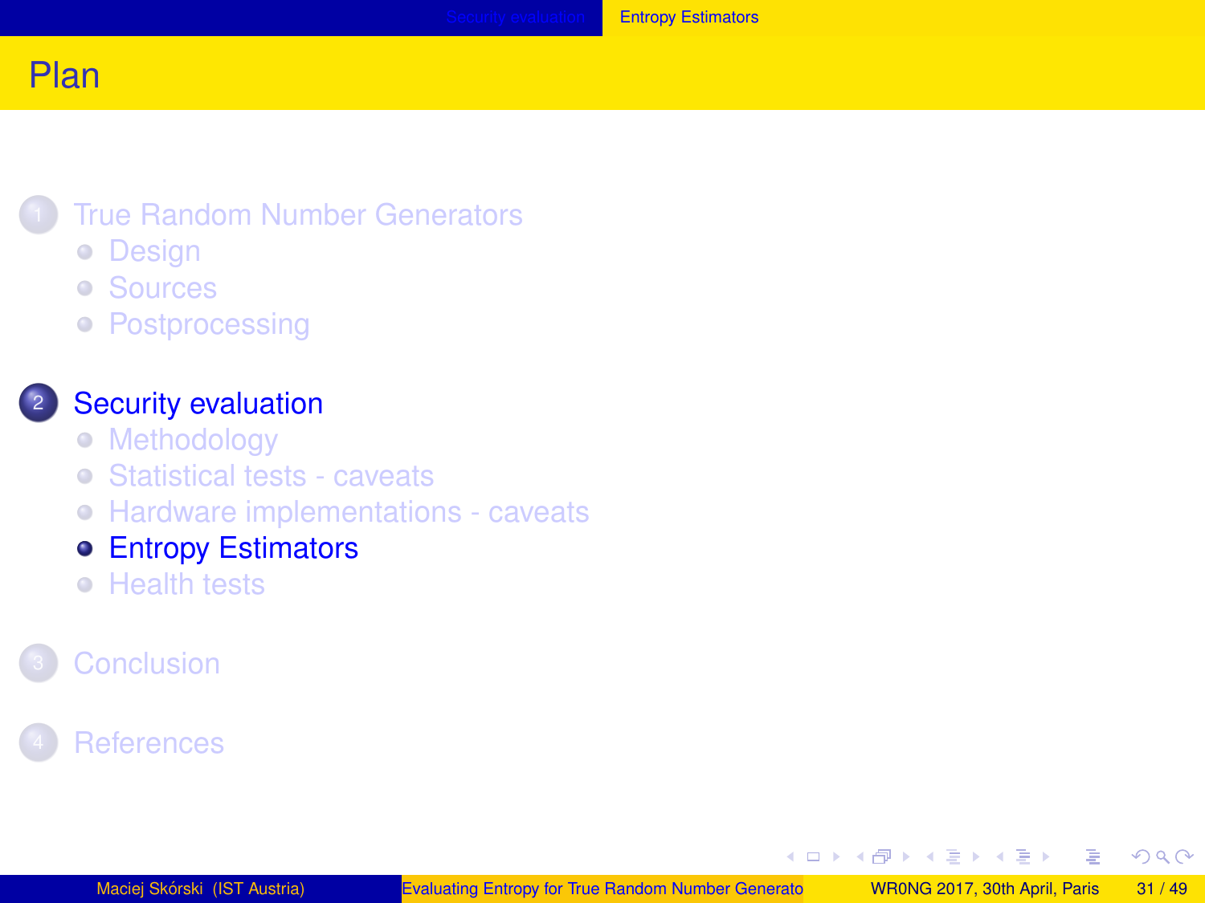# Plan

1. True Random Number Generators
   - Design
   - Sources
   - Postprocessing

2. Security evaluation
   - Methodology
   - Statistical tests - caveats
   - Hardware implementations - caveats
   - Entropy Estimators
   - Health tests

3. Conclusion

4. References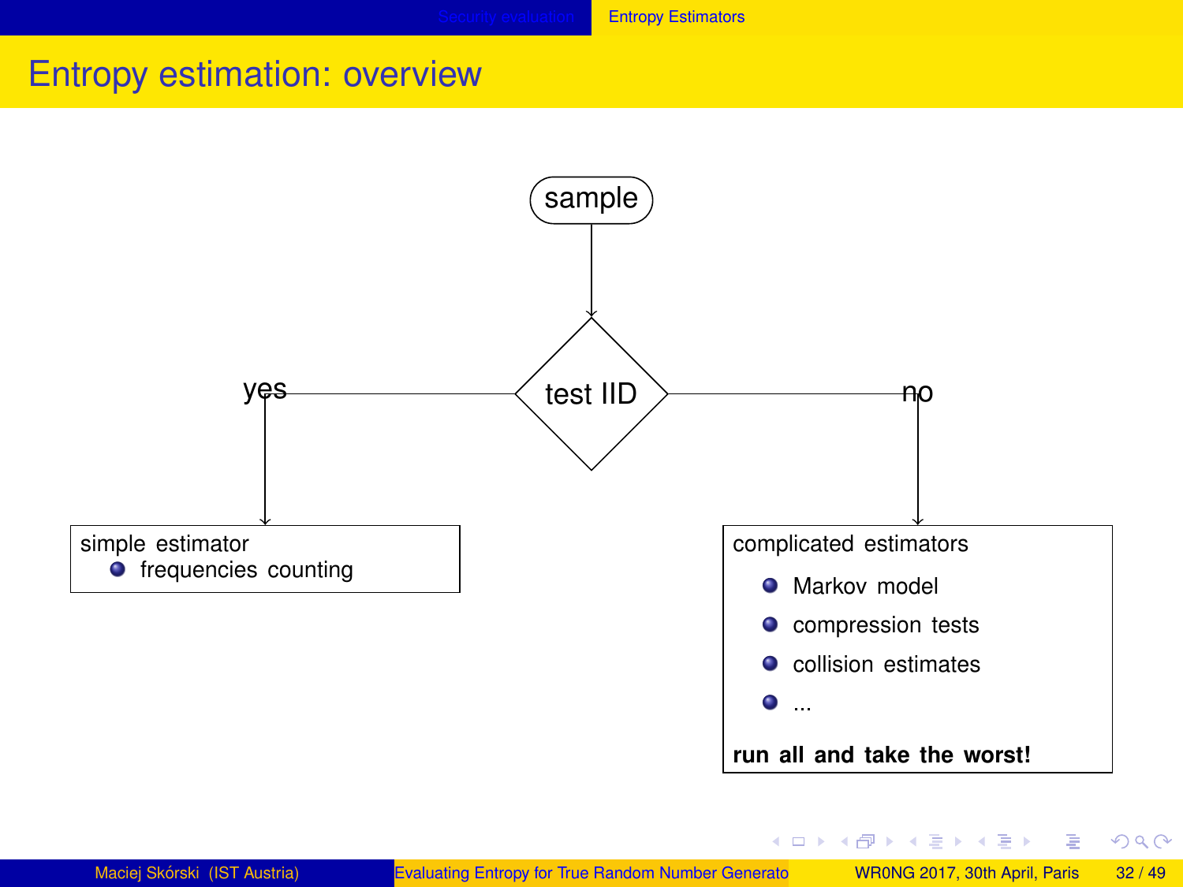# Entropy estimation: overview

sample

test IID

yes

no

simple estimator
- frequencies counting

complicated estimators
- Markov model
- compression tests
- collision estimates
- ...

**run all and take the worst!**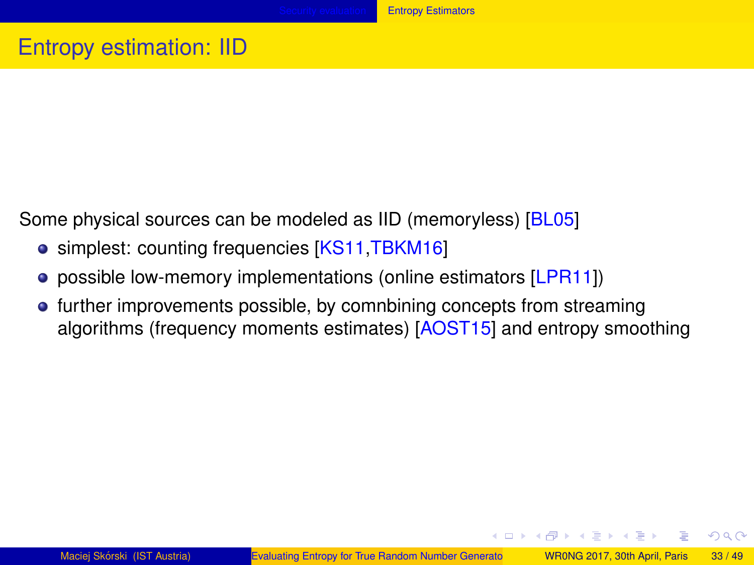# Entropy estimation: IID

Some physical sources can be modeled as IID (memoryless) [BL05]

- simplest: counting frequencies [KS11,TBKM16]
- possible low-memory implementations (online estimators [LPR11])
- further improvements possible, by comnbining concepts from streaming algorithms (frequency moments estimates) [AOST15] and entropy smoothing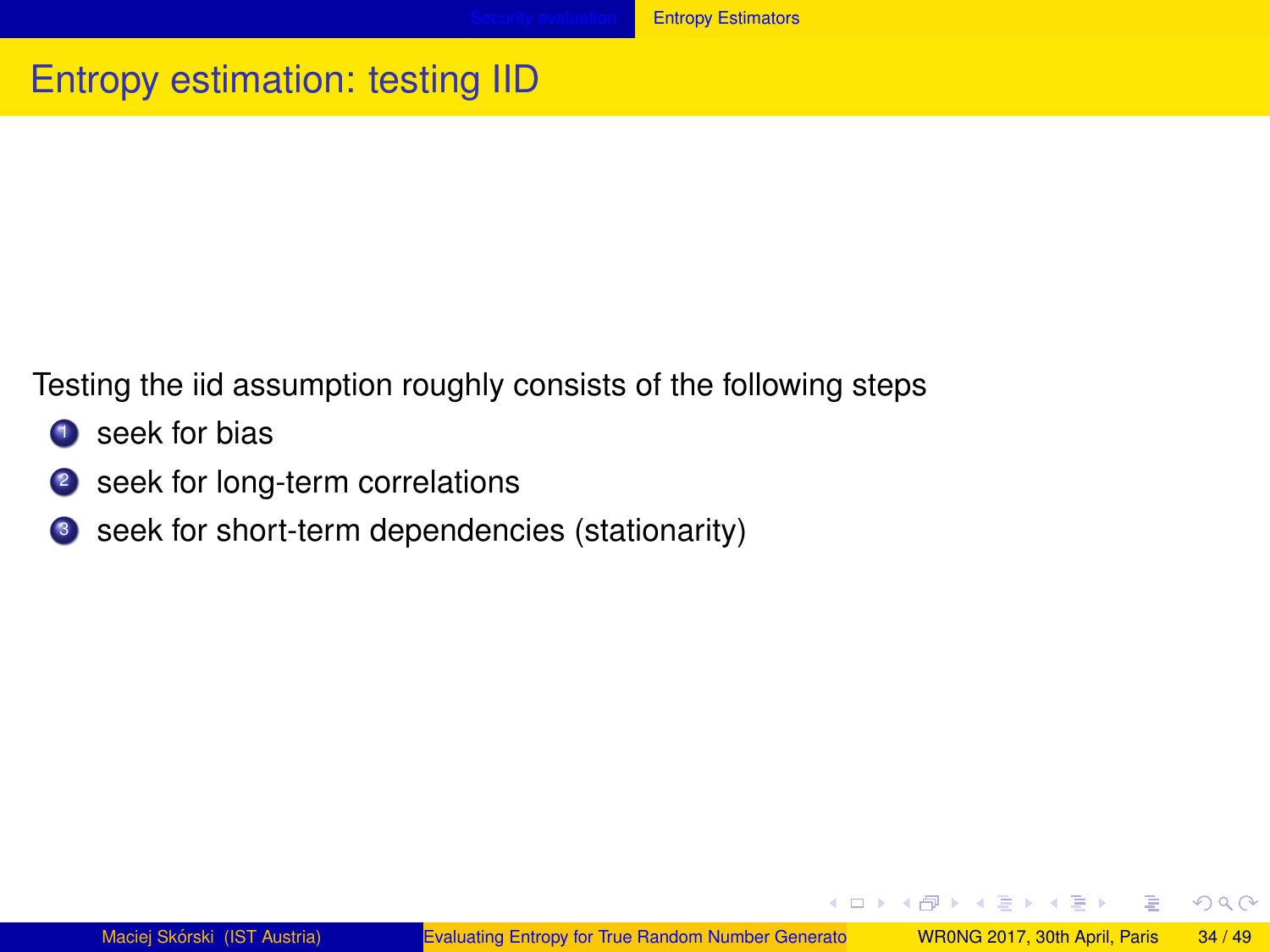# Entropy estimation: testing IID

Testing the iid assumption roughly consists of the following steps

1. seek for bias
2. seek for long-term correlations
3. seek for short-term dependencies (stationarity)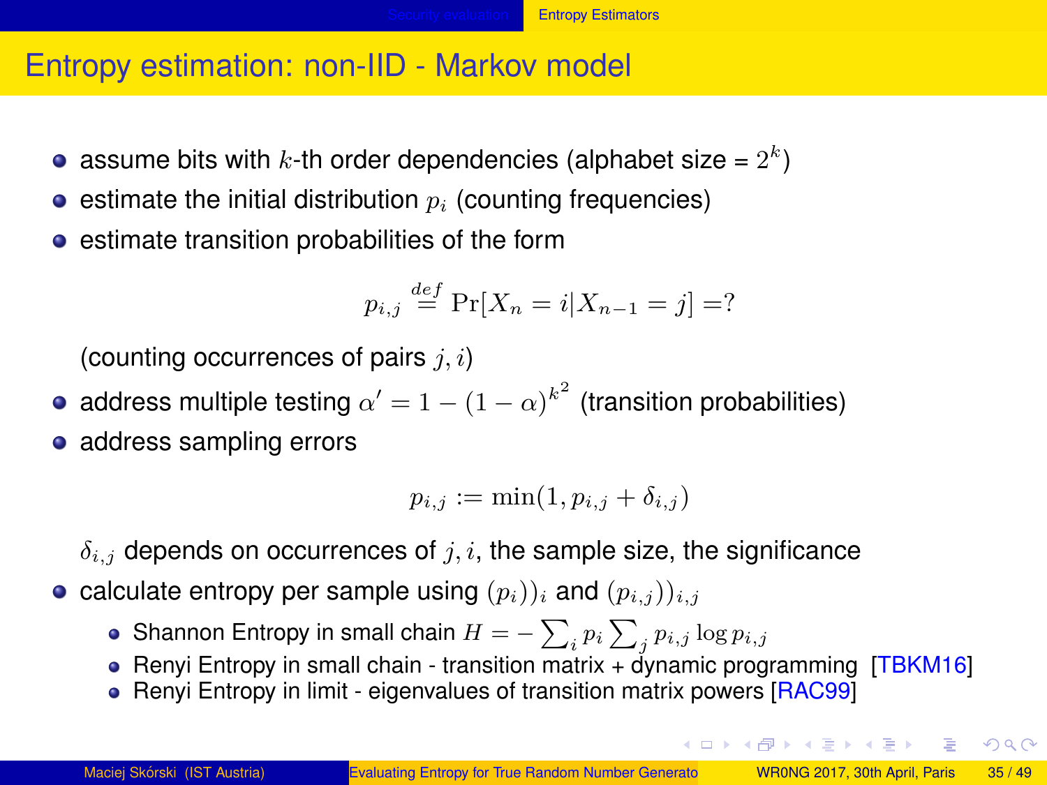# Entropy estimation: non-IID - Markov model

- assume bits with $k$-th order dependencies (alphabet size = $2^k$)
- estimate the initial distribution $p_i$ (counting frequencies)
- estimate transition probabilities of the form

$$p_{i,j} \stackrel{def}{=} \Pr[X_n = i | X_{n-1} = j] =?$$

  (counting occurrences of pairs $j, i$)
- address multiple testing $\alpha' = 1 - (1-\alpha)^{k^2}$ (transition probabilities)
- address sampling errors

$$p_{i,j} := \min(1, p_{i,j} + \delta_{i,j})$$

  $\delta_{i,j}$ depends on occurrences of $j, i$, the sample size, the significance
- calculate entropy per sample using $(p_i))_i$ and $(p_{i,j}))_{i,j}$
  - Shannon Entropy in small chain $H = -\sum_i p_i \sum_j p_{i,j} \log p_{i,j}$
  - Renyi Entropy in small chain - transition matrix + dynamic programming [TBKM16]
  - Renyi Entropy in limit - eigenvalues of transition matrix powers [RAC99]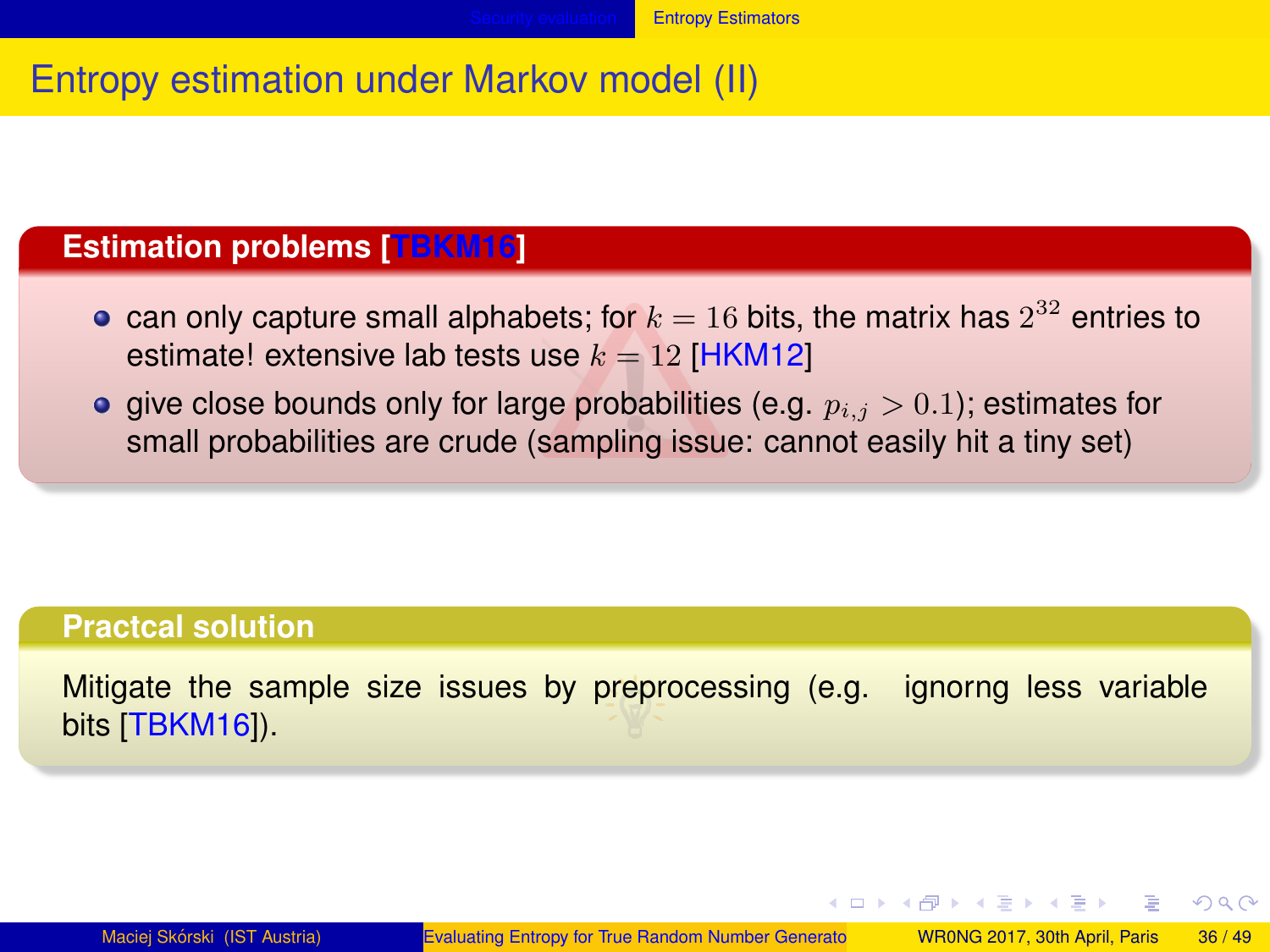# Entropy estimation under Markov model (II)

### Estimation problems [TBKM16]

- can only capture small alphabets; for $k = 16$ bits, the matrix has $2^{32}$ entries to estimate! extensive lab tests use $k = 12$ [HKM12]
- give close bounds only for large probabilities (e.g. $p_{i,j} > 0.1$); estimates for small probabilities are crude (sampling issue: cannot easily hit a tiny set)

### Practcal solution

Mitigate the sample size issues by preprocessing (e.g. ignorng less variable bits [TBKM16]).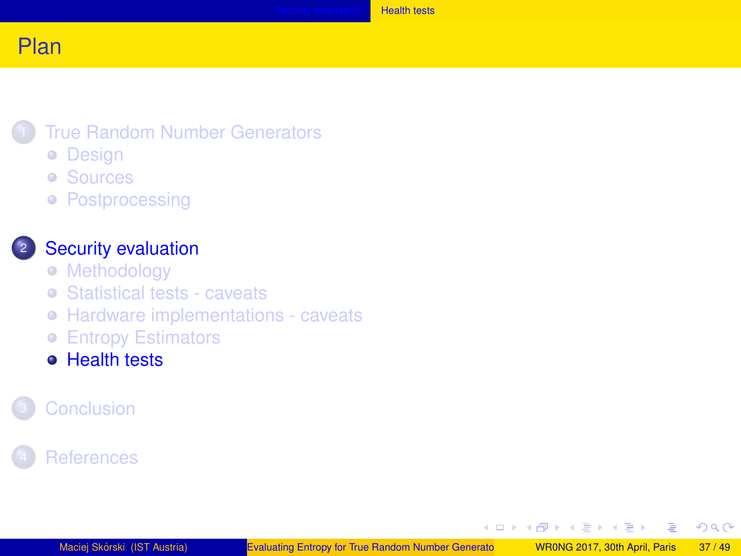# Plan

1. True Random Number Generators
   - Design
   - Sources
   - Postprocessing

2. Security evaluation
   - Methodology
   - Statistical tests - caveats
   - Hardware implementations - caveats
   - Entropy Estimators
   - Health tests

3. Conclusion

4. References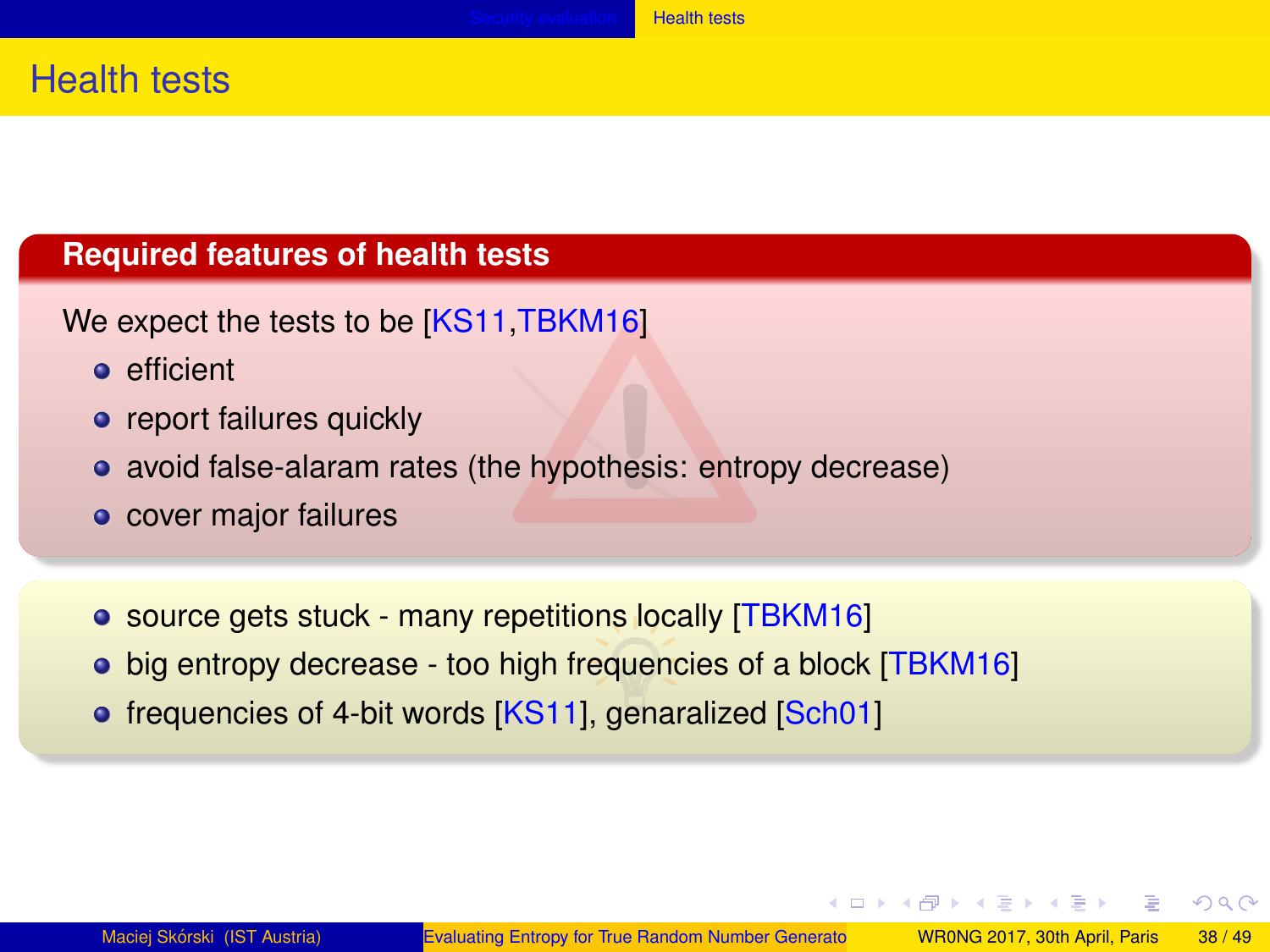# Health tests

**Required features of health tests**

We expect the tests to be [KS11,TBKM16]

- efficient
- report failures quickly
- avoid false-alaram rates (the hypothesis: entropy decrease)
- cover major failures

- source gets stuck - many repetitions locally [TBKM16]
- big entropy decrease - too high frequencies of a block [TBKM16]
- frequencies of 4-bit words [KS11], genaralized [Sch01]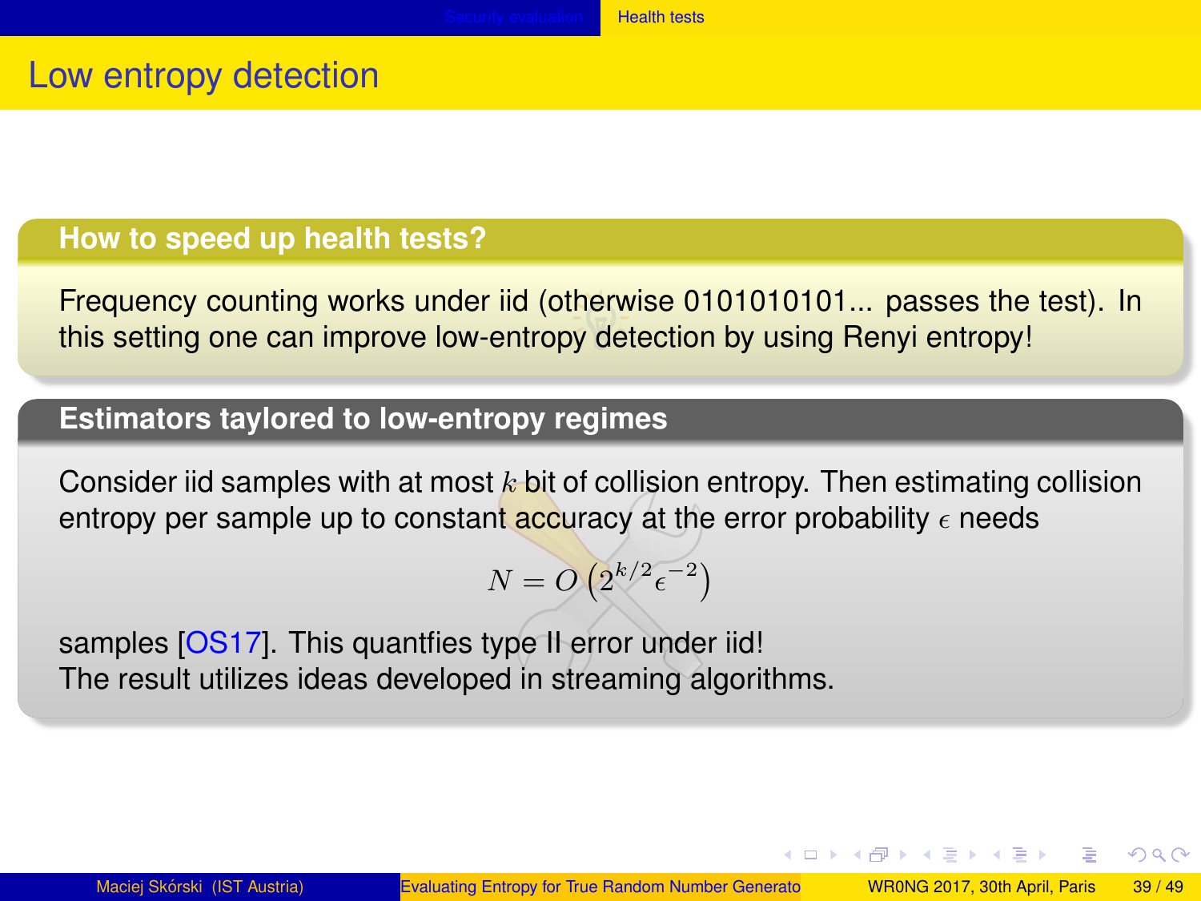# Low entropy detection

### How to speed up health tests?

Frequency counting works under iid (otherwise 0101010101... passes the test). In this setting one can improve low-entropy detection by using Renyi entropy!

### Estimators taylored to low-entropy regimes

Consider iid samples with at most $k$ bit of collision entropy. Then estimating collision entropy per sample up to constant accuracy at the error probability $\epsilon$ needs

$$N = O\left(2^{k/2}\epsilon^{-2}\right)$$

samples [OS17]. This quantfies type II error under iid!
The result utilizes ideas developed in streaming algorithms.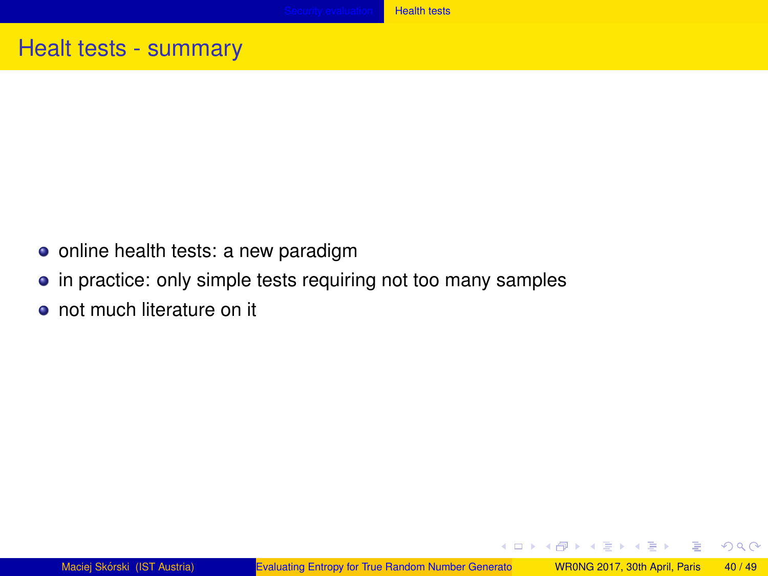# Healt tests - summary

- online health tests: a new paradigm
- in practice: only simple tests requiring not too many samples
- not much literature on it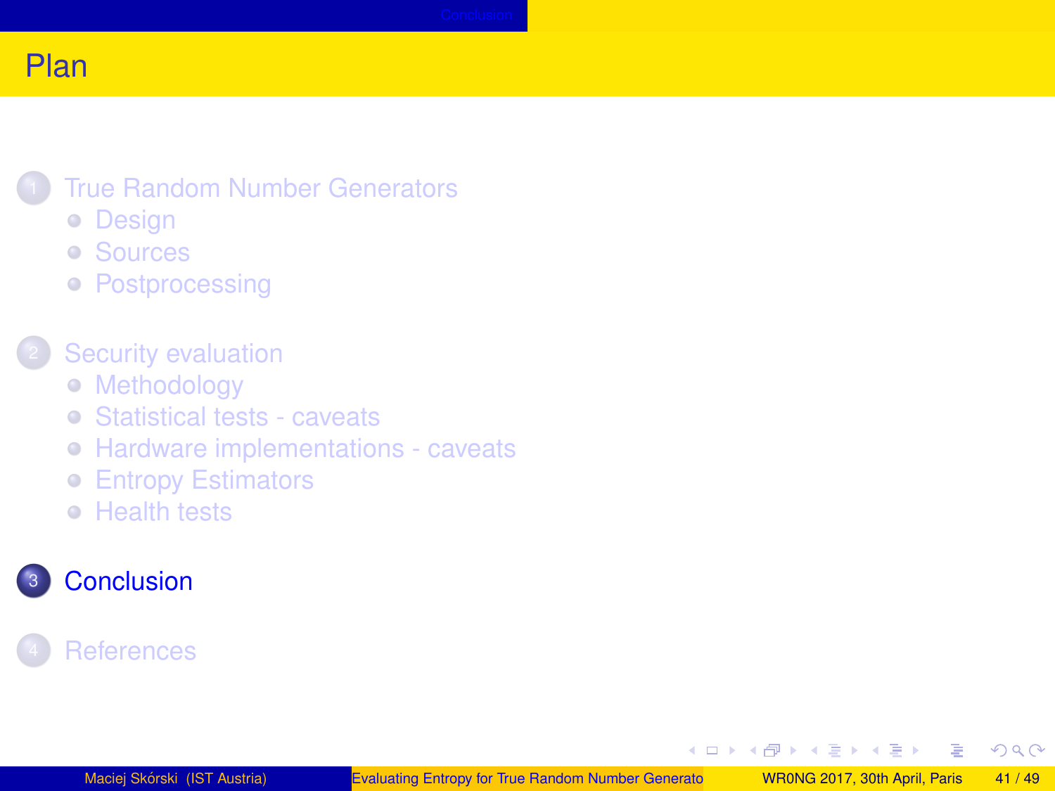# Plan

1. True Random Number Generators
   - Design
   - Sources
   - Postprocessing
2. Security evaluation
   - Methodology
   - Statistical tests - caveats
   - Hardware implementations - caveats
   - Entropy Estimators
   - Health tests
3. **Conclusion**
4. References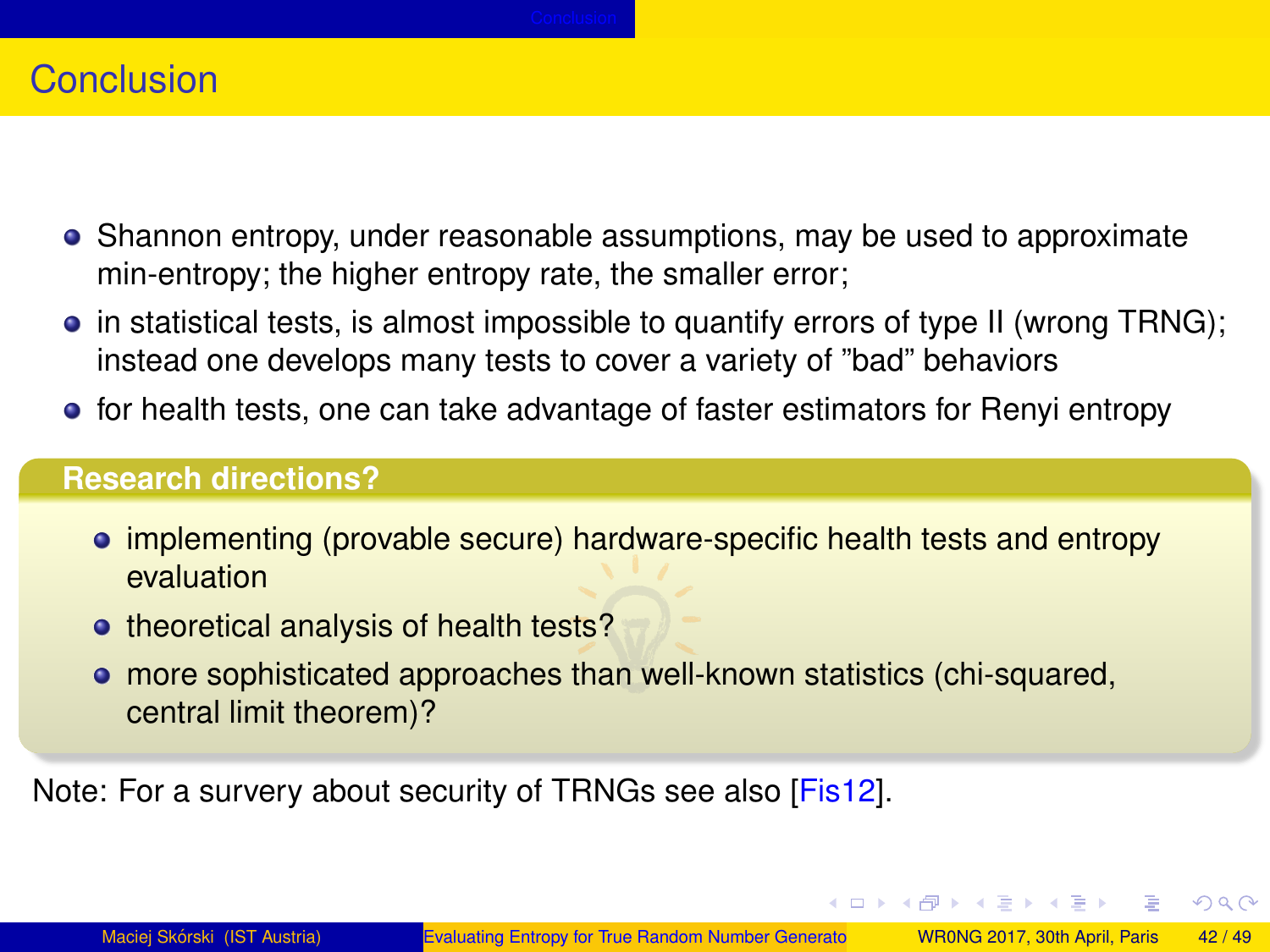# Conclusion

- Shannon entropy, under reasonable assumptions, may be used to approximate min-entropy; the higher entropy rate, the smaller error;
- in statistical tests, is almost impossible to quantify errors of type II (wrong TRNG); instead one develops many tests to cover a variety of ”bad” behaviors
- for health tests, one can take advantage of faster estimators for Renyi entropy

**Research directions?**

- implementing (provable secure) hardware-specific health tests and entropy evaluation
- theoretical analysis of health tests?
- more sophisticated approaches than well-known statistics (chi-squared, central limit theorem)?

Note: For a survery about security of TRNGs see also [Fis12].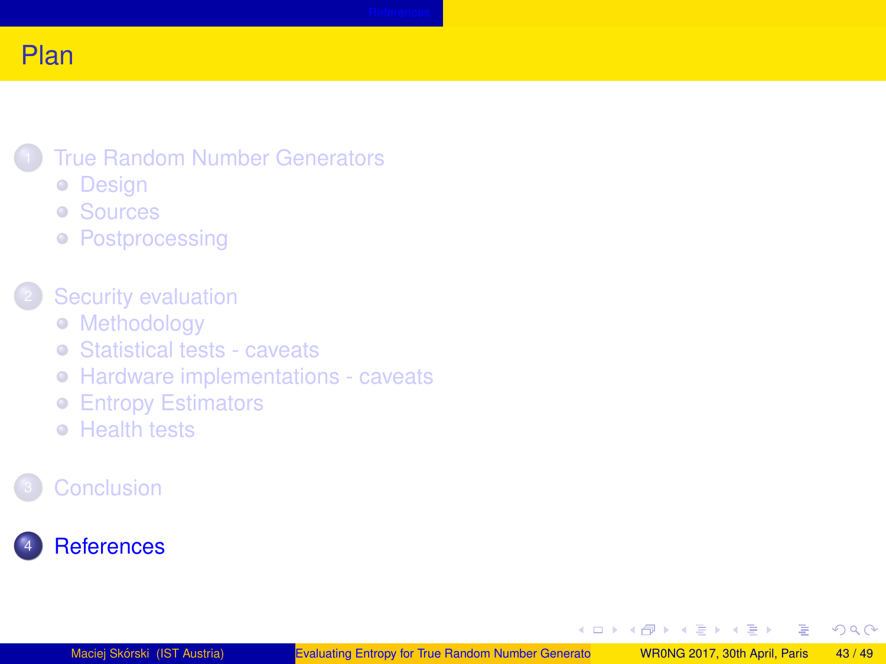# Plan

1. True Random Number Generators
   - Design
   - Sources
   - Postprocessing

2. Security evaluation
   - Methodology
   - Statistical tests - caveats
   - Hardware implementations - caveats
   - Entropy Estimators
   - Health tests

3. Conclusion

4. References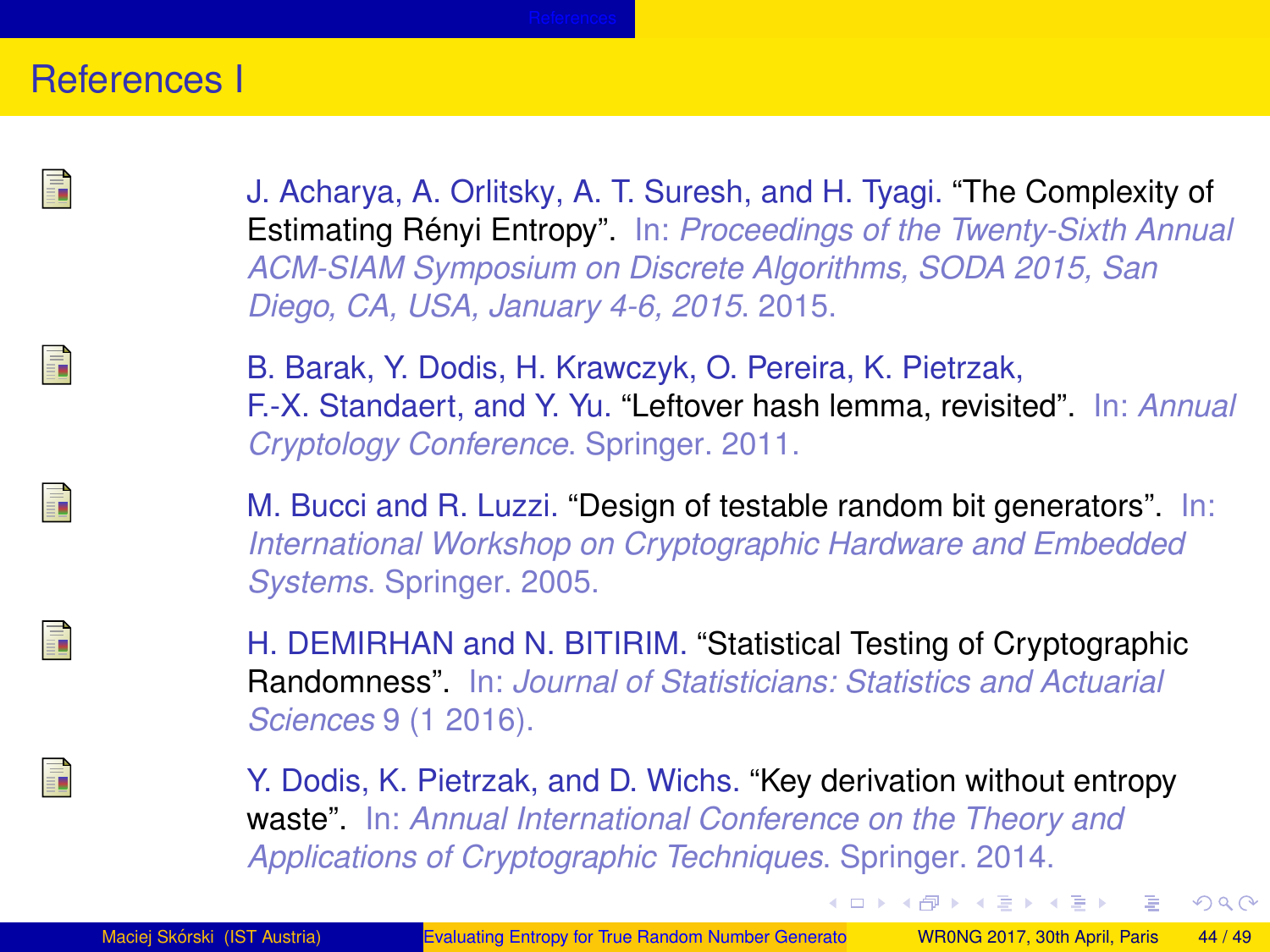## References I

- J. Acharya, A. Orlitsky, A. T. Suresh, and H. Tyagi. "The Complexity of Estimating Rényi Entropy". In: *Proceedings of the Twenty-Sixth Annual ACM-SIAM Symposium on Discrete Algorithms, SODA 2015, San Diego, CA, USA, January 4-6, 2015*. 2015.

- B. Barak, Y. Dodis, H. Krawczyk, O. Pereira, K. Pietrzak, F.-X. Standaert, and Y. Yu. "Leftover hash lemma, revisited". In: *Annual Cryptology Conference*. Springer. 2011.

- M. Bucci and R. Luzzi. "Design of testable random bit generators". In: *International Workshop on Cryptographic Hardware and Embedded Systems*. Springer. 2005.

- H. DEMIRHAN and N. BITIRIM. "Statistical Testing of Cryptographic Randomness". In: *Journal of Statisticians: Statistics and Actuarial Sciences* 9 (1 2016).

- Y. Dodis, K. Pietrzak, and D. Wichs. "Key derivation without entropy waste". In: *Annual International Conference on the Theory and Applications of Cryptographic Techniques*. Springer. 2014.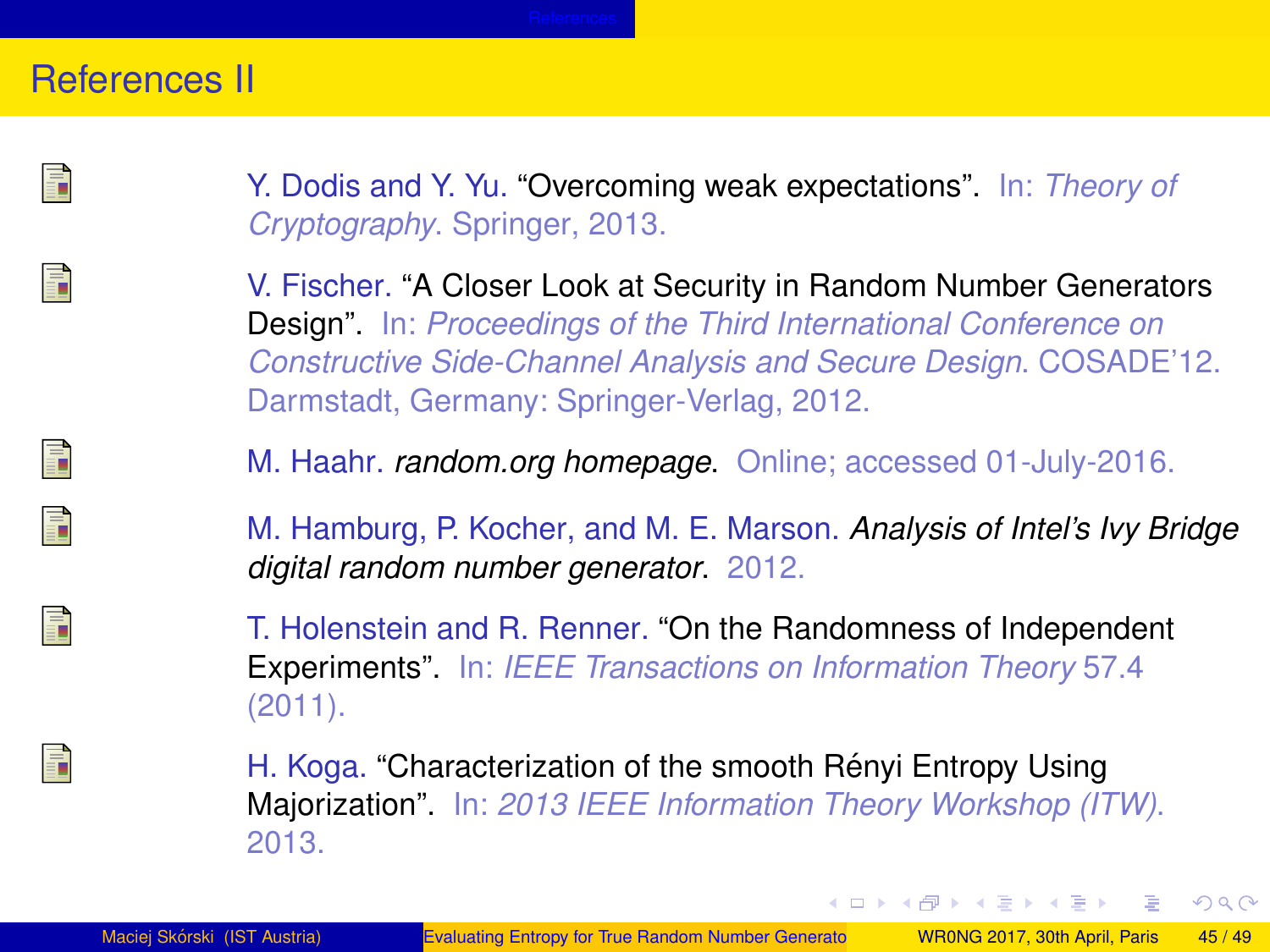# References II

- Y. Dodis and Y. Yu. "Overcoming weak expectations". In: *Theory of Cryptography*. Springer, 2013.
- V. Fischer. "A Closer Look at Security in Random Number Generators Design". In: *Proceedings of the Third International Conference on Constructive Side-Channel Analysis and Secure Design*. COSADE'12. Darmstadt, Germany: Springer-Verlag, 2012.
- M. Haahr. *random.org homepage*. Online; accessed 01-July-2016.
- M. Hamburg, P. Kocher, and M. E. Marson. *Analysis of Intel's Ivy Bridge digital random number generator*. 2012.
- T. Holenstein and R. Renner. "On the Randomness of Independent Experiments". In: *IEEE Transactions on Information Theory* 57.4 (2011).
- H. Koga. "Characterization of the smooth Rényi Entropy Using Majorization". In: *2013 IEEE Information Theory Workshop (ITW)*. 2013.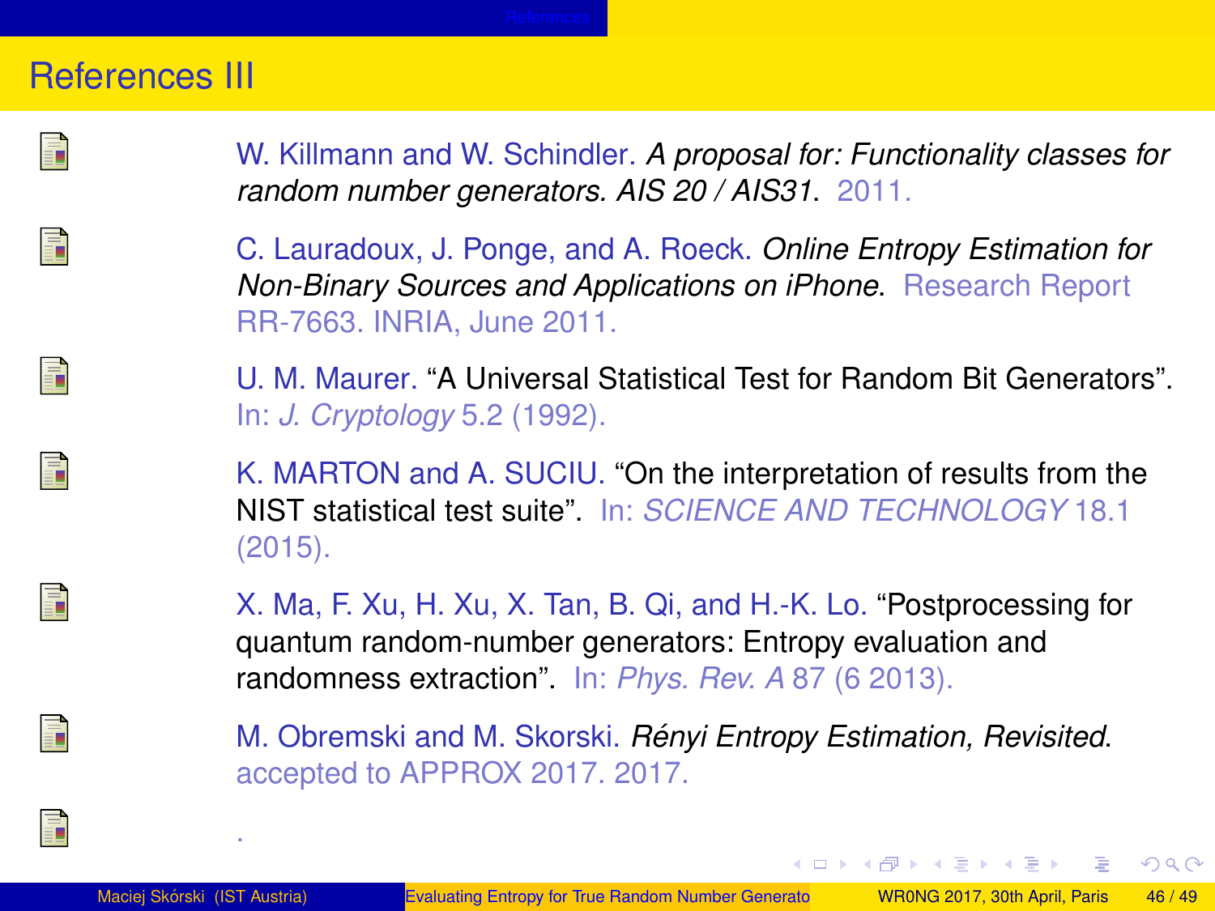## References III

- W. Killmann and W. Schindler. *A proposal for: Functionality classes for random number generators. AIS 20 / AIS31*. 2011.
- C. Lauradoux, J. Ponge, and A. Roeck. *Online Entropy Estimation for Non-Binary Sources and Applications on iPhone*. Research Report RR-7663. INRIA, June 2011.
- U. M. Maurer. "A Universal Statistical Test for Random Bit Generators". In: *J. Cryptology* 5.2 (1992).
- K. MARTON and A. SUCIU. "On the interpretation of results from the NIST statistical test suite". In: *SCIENCE AND TECHNOLOGY* 18.1 (2015).
- X. Ma, F. Xu, H. Xu, X. Tan, B. Qi, and H.-K. Lo. "Postprocessing for quantum random-number generators: Entropy evaluation and randomness extraction". In: *Phys. Rev. A* 87 (6 2013).
- M. Obremski and M. Skorski. *Rényi Entropy Estimation, Revisited*. accepted to APPROX 2017. 2017.
- .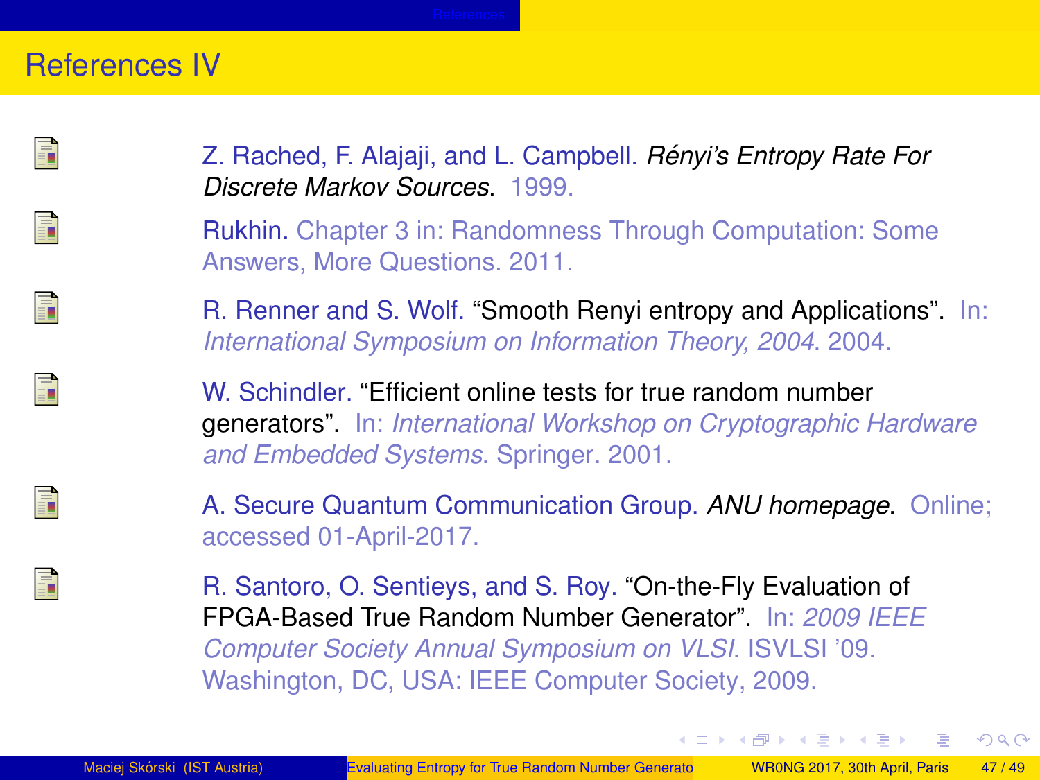## References IV

- Z. Rached, F. Alajaji, and L. Campbell. *Rényi's Entropy Rate For Discrete Markov Sources*. 1999.
- Rukhin. Chapter 3 in: Randomness Through Computation: Some Answers, More Questions. 2011.
- R. Renner and S. Wolf. "Smooth Renyi entropy and Applications". In: *International Symposium on Information Theory, 2004*. 2004.
- W. Schindler. "Efficient online tests for true random number generators". In: *International Workshop on Cryptographic Hardware and Embedded Systems*. Springer. 2001.
- A. Secure Quantum Communication Group. *ANU homepage*. Online; accessed 01-April-2017.
- R. Santoro, O. Sentieys, and S. Roy. "On-the-Fly Evaluation of FPGA-Based True Random Number Generator". In: *2009 IEEE Computer Society Annual Symposium on VLSI*. ISVLSI '09. Washington, DC, USA: IEEE Computer Society, 2009.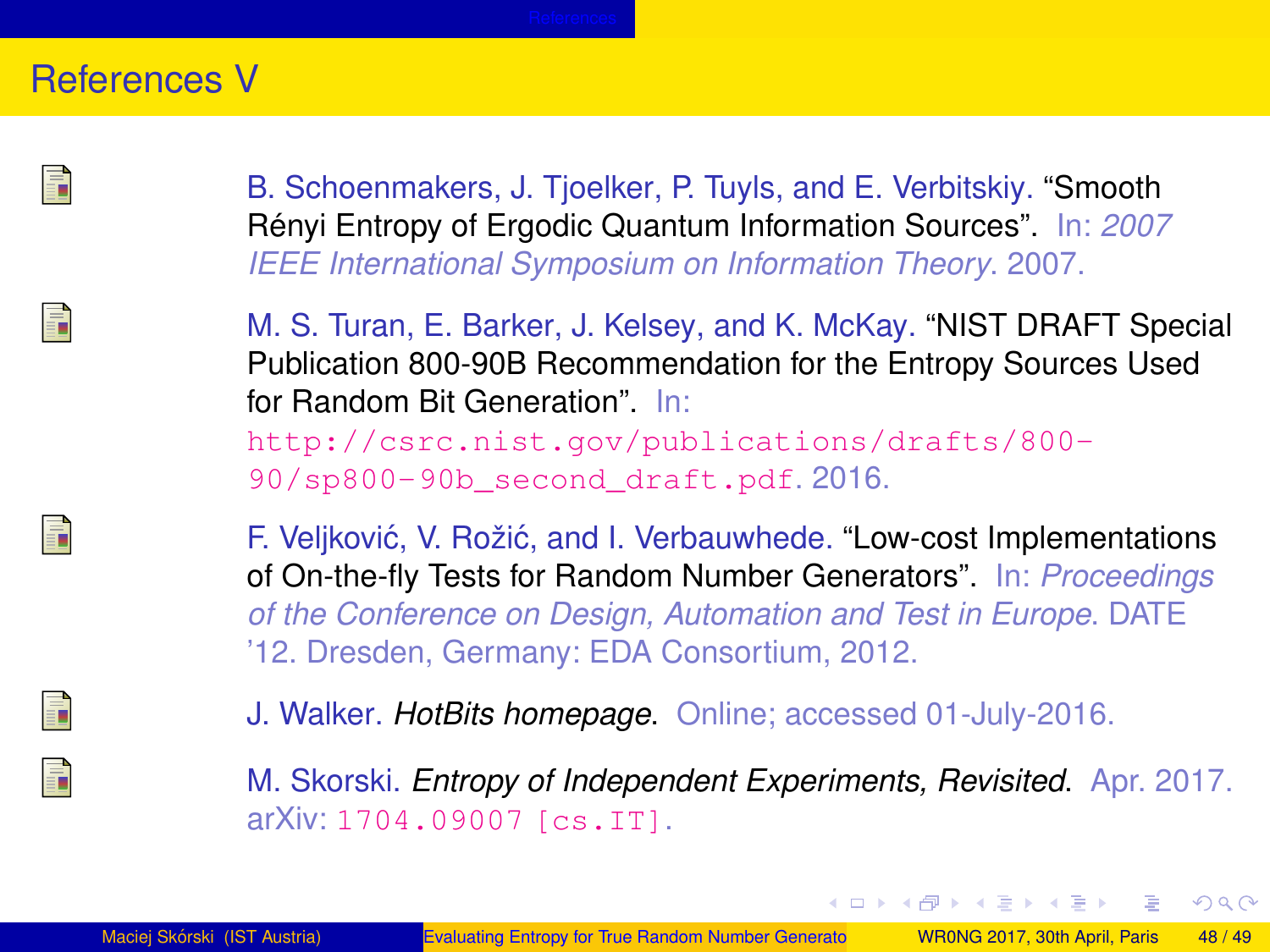# References V

- B. Schoenmakers, J. Tjoelker, P. Tuyls, and E. Verbitskiy. "Smooth Rényi Entropy of Ergodic Quantum Information Sources". In: *2007 IEEE International Symposium on Information Theory*. 2007.

- M. S. Turan, E. Barker, J. Kelsey, and K. McKay. "NIST DRAFT Special Publication 800-90B Recommendation for the Entropy Sources Used for Random Bit Generation". In: http://csrc.nist.gov/publications/drafts/800-90/sp800-90b_second_draft.pdf. 2016.

- F. Veljković, V. Rožić, and I. Verbauwhede. "Low-cost Implementations of On-the-fly Tests for Random Number Generators". In: *Proceedings of the Conference on Design, Automation and Test in Europe*. DATE '12. Dresden, Germany: EDA Consortium, 2012.

- J. Walker. *HotBits homepage*. Online; accessed 01-July-2016.

- M. Skorski. *Entropy of Independent Experiments, Revisited*. Apr. 2017. arXiv: 1704.09007 [cs.IT].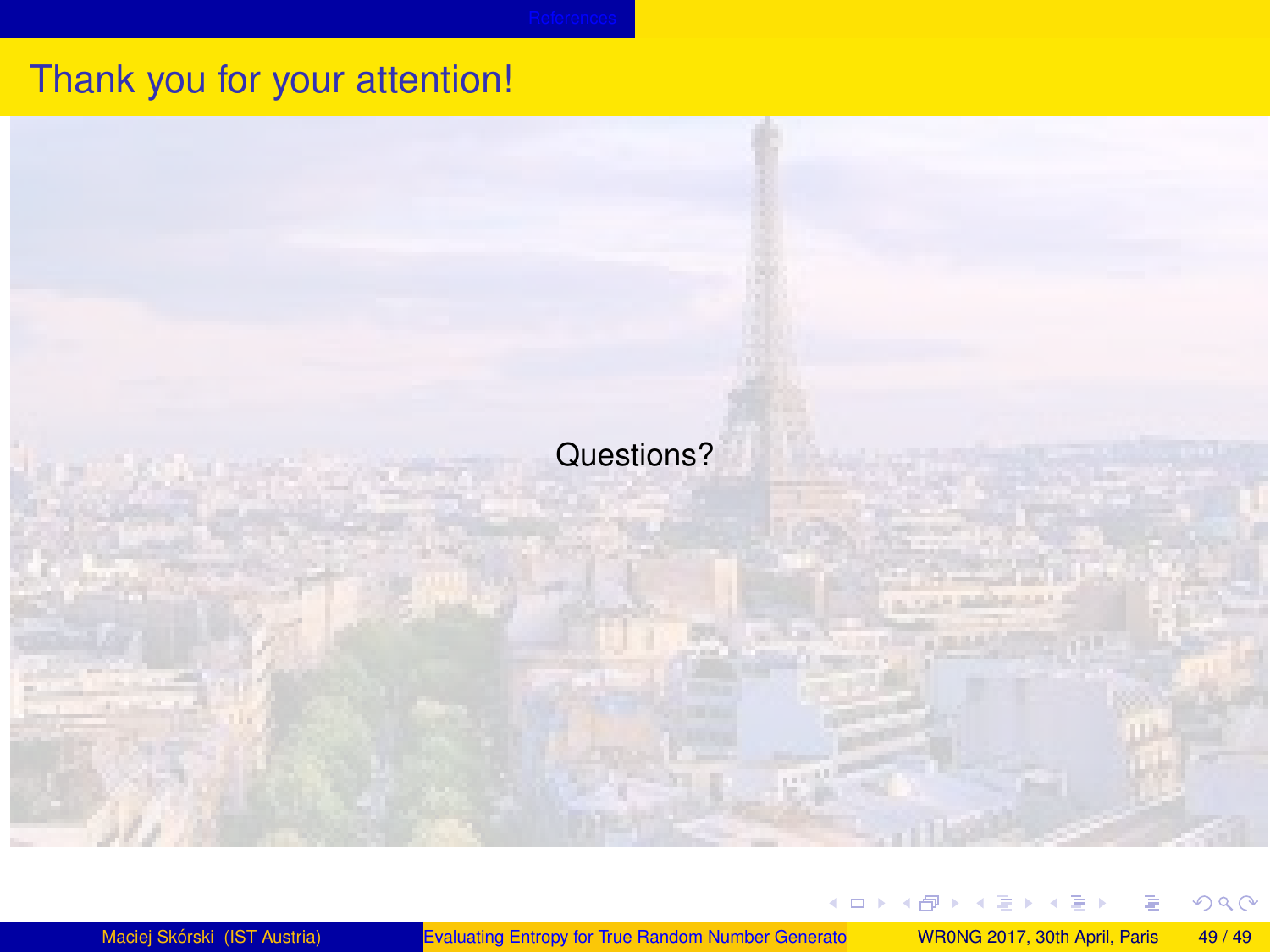# Thank you for your attention!

Questions?